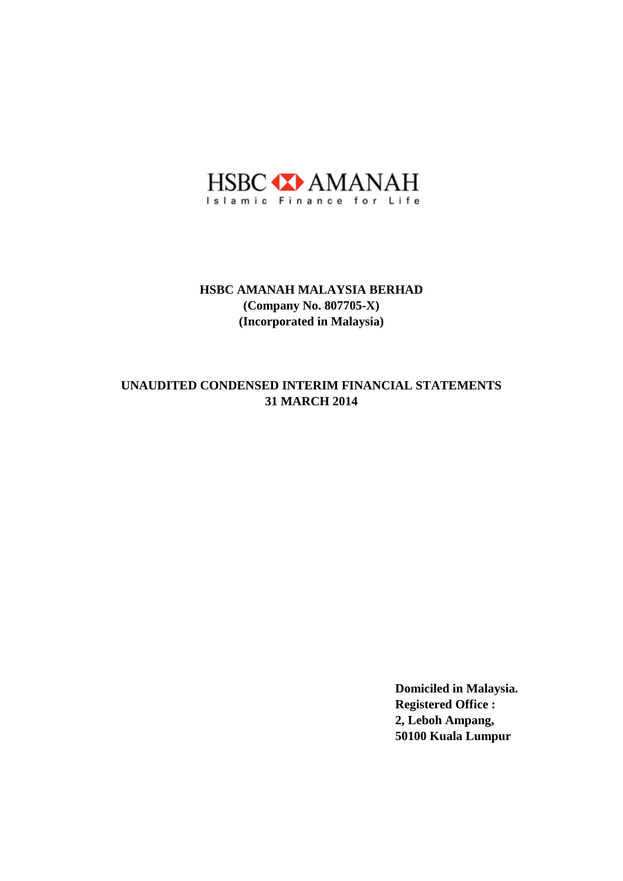HSBC AMANAH

Islamic Finance for Life

**HSBC AMANAH MALAYSIA BERHAD**
**(Company No. 807705-X)**
**(Incorporated in Malaysia)**

# UNAUDITED CONDENSED INTERIM FINANCIAL STATEMENTS
# 31 MARCH 2014

**Domiciled in Malaysia.**
**Registered Office :**
**2, Leboh Ampang,**
**50100 Kuala Lumpur**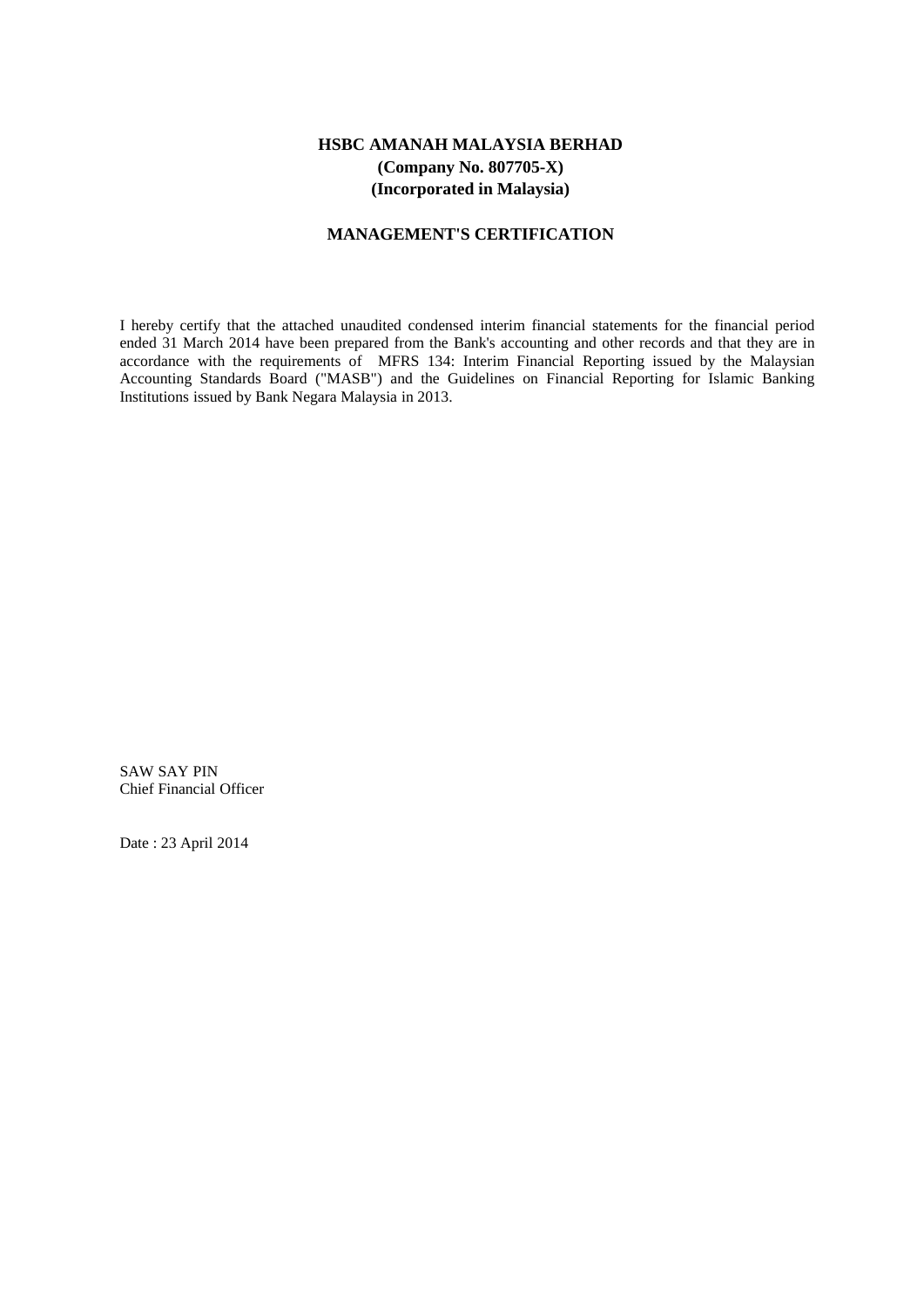**HSBC AMANAH MALAYSIA BERHAD**
**(Company No. 807705-X)**
**(Incorporated in Malaysia)**

## MANAGEMENT'S CERTIFICATION

I hereby certify that the attached unaudited condensed interim financial statements for the financial period ended 31 March 2014 have been prepared from the Bank's accounting and other records and that they are in accordance with the requirements of MFRS 134: Interim Financial Reporting issued by the Malaysian Accounting Standards Board ("MASB") and the Guidelines on Financial Reporting for Islamic Banking Institutions issued by Bank Negara Malaysia in 2013.

SAW SAY PIN
Chief Financial Officer

Date : 23 April 2014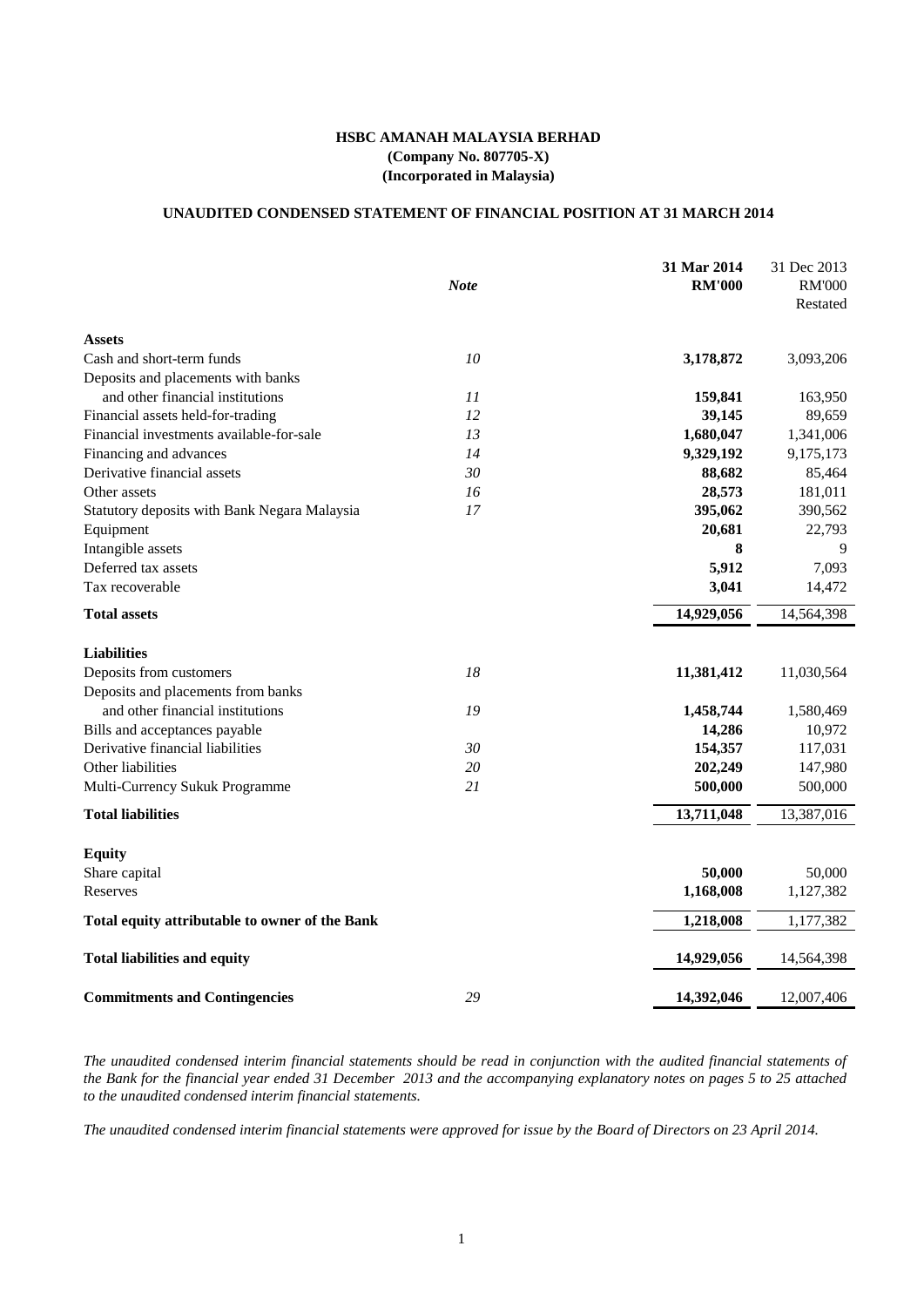**HSBC AMANAH MALAYSIA BERHAD**
**(Company No. 807705-X)**
**(Incorporated in Malaysia)**

**UNAUDITED CONDENSED STATEMENT OF FINANCIAL POSITION AT 31 MARCH 2014**

| | *Note* | **31 Mar 2014 RM'000** | 31 Dec 2013 RM'000 Restated |
|---|---|---|---|
| **Assets** | | | |
| Cash and short-term funds | *10* | **3,178,872** | 3,093,206 |
| Deposits and placements with banks and other financial institutions | *11* | **159,841** | 163,950 |
| Financial assets held-for-trading | *12* | **39,145** | 89,659 |
| Financial investments available-for-sale | *13* | **1,680,047** | 1,341,006 |
| Financing and advances | *14* | **9,329,192** | 9,175,173 |
| Derivative financial assets | *30* | **88,682** | 85,464 |
| Other assets | *16* | **28,573** | 181,011 |
| Statutory deposits with Bank Negara Malaysia | *17* | **395,062** | 390,562 |
| Equipment | | **20,681** | 22,793 |
| Intangible assets | | **8** | 9 |
| Deferred tax assets | | **5,912** | 7,093 |
| Tax recoverable | | **3,041** | 14,472 |
| **Total assets** | | **14,929,056** | 14,564,398 |
| **Liabilities** | | | |
| Deposits from customers | *18* | **11,381,412** | 11,030,564 |
| Deposits and placements from banks and other financial institutions | *19* | **1,458,744** | 1,580,469 |
| Bills and acceptances payable | | **14,286** | 10,972 |
| Derivative financial liabilities | *30* | **154,357** | 117,031 |
| Other liabilities | *20* | **202,249** | 147,980 |
| Multi-Currency Sukuk Programme | *21* | **500,000** | 500,000 |
| **Total liabilities** | | **13,711,048** | 13,387,016 |
| **Equity** | | | |
| Share capital | | **50,000** | 50,000 |
| Reserves | | **1,168,008** | 1,127,382 |
| **Total equity attributable to owner of the Bank** | | **1,218,008** | 1,177,382 |
| **Total liabilities and equity** | | **14,929,056** | 14,564,398 |
| **Commitments and Contingencies** | *29* | **14,392,046** | 12,007,406 |

*The unaudited condensed interim financial statements should be read in conjunction with the audited financial statements of the Bank for the financial year ended 31 December 2013 and the accompanying explanatory notes on pages 5 to 25 attached to the unaudited condensed interim financial statements.*

*The unaudited condensed interim financial statements were approved for issue by the Board of Directors on 23 April 2014.*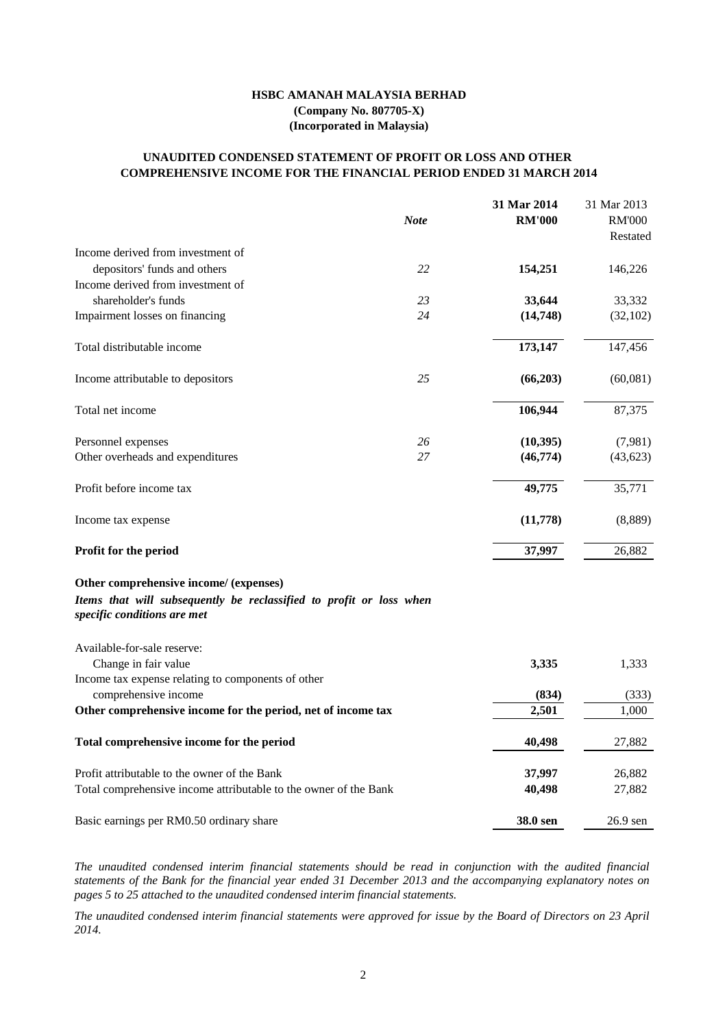**HSBC AMANAH MALAYSIA BERHAD**
**(Company No. 807705-X)**
**(Incorporated in Malaysia)**

**UNAUDITED CONDENSED STATEMENT OF PROFIT OR LOSS AND OTHER COMPREHENSIVE INCOME FOR THE FINANCIAL PERIOD ENDED 31 MARCH 2014**

| | *Note* | **31 Mar 2014 RM'000** | 31 Mar 2013 RM'000 Restated |
|---|---|---|---|
| Income derived from investment of depositors' funds and others | *22* | **154,251** | 146,226 |
| Income derived from investment of shareholder's funds | *23* | **33,644** | 33,332 |
| Impairment losses on financing | *24* | **(14,748)** | (32,102) |
| Total distributable income | | **173,147** | 147,456 |
| Income attributable to depositors | *25* | **(66,203)** | (60,081) |
| Total net income | | **106,944** | 87,375 |
| Personnel expenses | *26* | **(10,395)** | (7,981) |
| Other overheads and expenditures | *27* | **(46,774)** | (43,623) |
| Profit before income tax | | **49,775** | 35,771 |
| Income tax expense | | **(11,778)** | (8,889) |
| **Profit for the period** | | **37,997** | 26,882 |
| **Other comprehensive income/ (expenses)** | | | |
| ***Items that will subsequently be reclassified to profit or loss when specific conditions are met*** | | | |
| Available-for-sale reserve: | | | |
| Change in fair value | | **3,335** | 1,333 |
| Income tax expense relating to components of other comprehensive income | | **(834)** | (333) |
| **Other comprehensive income for the period, net of income tax** | | **2,501** | 1,000 |
| **Total comprehensive income for the period** | | **40,498** | 27,882 |
| Profit attributable to the owner of the Bank | | **37,997** | 26,882 |
| Total comprehensive income attributable to the owner of the Bank | | **40,498** | 27,882 |
| Basic earnings per RM0.50 ordinary share | | **38.0 sen** | 26.9 sen |

*The unaudited condensed interim financial statements should be read in conjunction with the audited financial statements of the Bank for the financial year ended 31 December 2013 and the accompanying explanatory notes on pages 5 to 25 attached to the unaudited condensed interim financial statements.*

*The unaudited condensed interim financial statements were approved for issue by the Board of Directors on 23 April 2014.*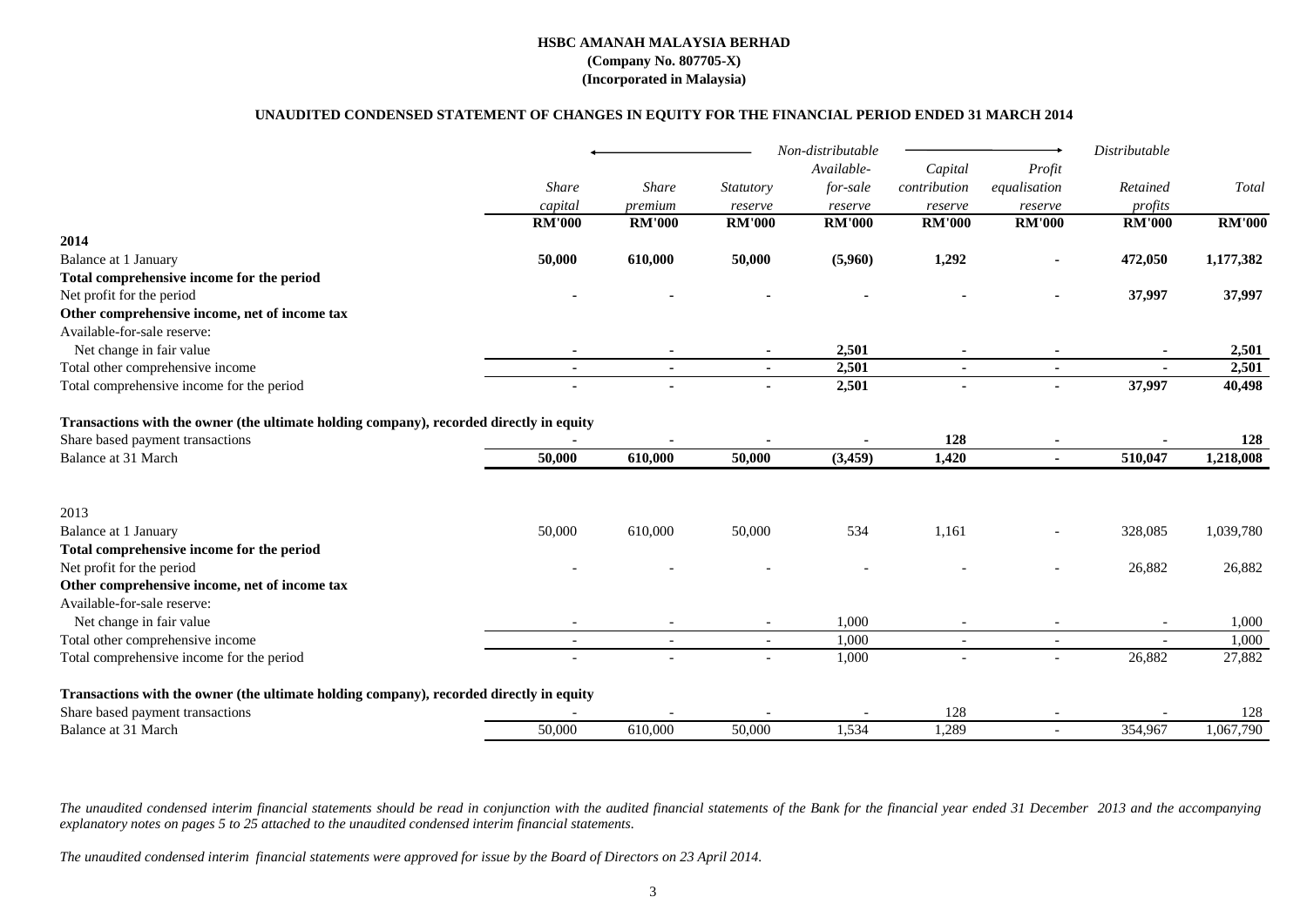**HSBC AMANAH MALAYSIA BERHAD**
**(Company No. 807705-X)**
**(Incorporated in Malaysia)**

**UNAUDITED CONDENSED STATEMENT OF CHANGES IN EQUITY FOR THE FINANCIAL PERIOD ENDED 31 MARCH 2014**

| | *Non-distributable* | | | | | | *Distributable* | |
|---|---|---|---|---|---|---|---|---|
| | *Share capital* | *Share premium* | *Statutory reserve* | *Available-for-sale reserve* | *Capital contribution reserve* | *Profit equalisation reserve* | *Retained profits* | *Total* |
| | **RM'000** | **RM'000** | **RM'000** | **RM'000** | **RM'000** | **RM'000** | **RM'000** | **RM'000** |
| **2014** | | | | | | | | |
| Balance at 1 January | **50,000** | **610,000** | **50,000** | **(5,960)** | **1,292** | **-** | **472,050** | **1,177,382** |
| **Total comprehensive income for the period** | | | | | | | | |
| Net profit for the period | **-** | **-** | **-** | **-** | **-** | **-** | **37,997** | **37,997** |
| **Other comprehensive income, net of income tax** | | | | | | | | |
| Available-for-sale reserve: | | | | | | | | |
| Net change in fair value | **-** | **-** | **-** | **2,501** | **-** | **-** | **-** | **2,501** |
| Total other comprehensive income | **-** | **-** | **-** | **2,501** | **-** | **-** | **-** | **2,501** |
| Total comprehensive income for the period | **-** | **-** | **-** | **2,501** | **-** | **-** | **37,997** | **40,498** |
| **Transactions with the owner (the ultimate holding company), recorded directly in equity** | | | | | | | | |
| Share based payment transactions | **-** | **-** | **-** | **-** | **128** | **-** | **-** | **128** |
| Balance at 31 March | **50,000** | **610,000** | **50,000** | **(3,459)** | **1,420** | **-** | **510,047** | **1,218,008** |
| 2013 | | | | | | | | |
| Balance at 1 January | 50,000 | 610,000 | 50,000 | 534 | 1,161 | - | 328,085 | 1,039,780 |
| **Total comprehensive income for the period** | | | | | | | | |
| Net profit for the period | - | - | - | - | - | - | 26,882 | 26,882 |
| **Other comprehensive income, net of income tax** | | | | | | | | |
| Available-for-sale reserve: | | | | | | | | |
| Net change in fair value | - | - | - | 1,000 | - | - | - | 1,000 |
| Total other comprehensive income | - | - | - | 1,000 | - | - | - | 1,000 |
| Total comprehensive income for the period | - | - | - | 1,000 | - | - | 26,882 | 27,882 |
| **Transactions with the owner (the ultimate holding company), recorded directly in equity** | | | | | | | | |
| Share based payment transactions | - | - | - | - | 128 | - | - | 128 |
| Balance at 31 March | 50,000 | 610,000 | 50,000 | 1,534 | 1,289 | - | 354,967 | 1,067,790 |

*The unaudited condensed interim financial statements should be read in conjunction with the audited financial statements of the Bank for the financial year ended 31 December 2013 and the accompanying explanatory notes on pages 5 to 25 attached to the unaudited condensed interim financial statements.*

*The unaudited condensed interim financial statements were approved for issue by the Board of Directors on 23 April 2014.*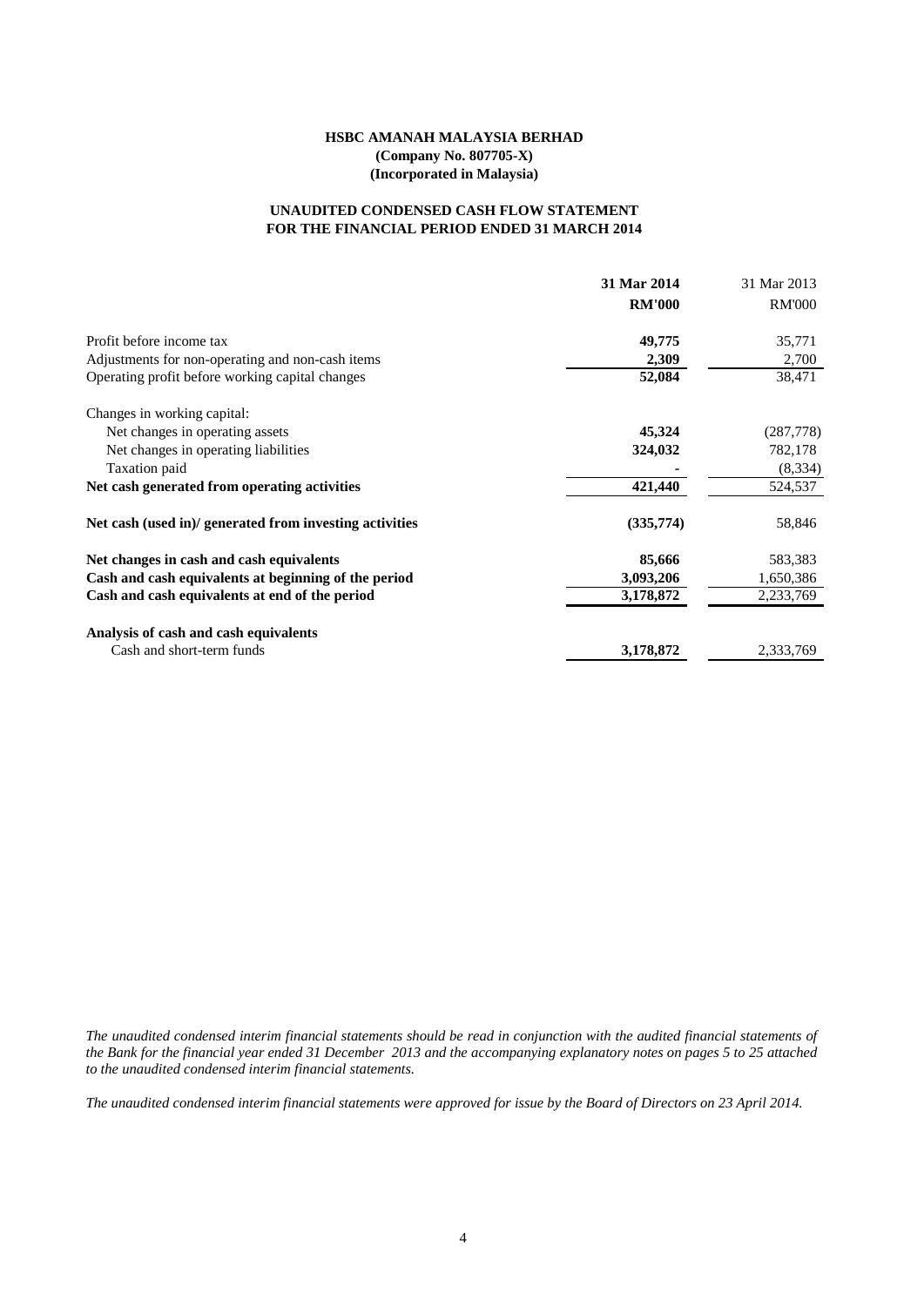**HSBC AMANAH MALAYSIA BERHAD**
**(Company No. 807705-X)**
**(Incorporated in Malaysia)**

**UNAUDITED CONDENSED CASH FLOW STATEMENT**
**FOR THE FINANCIAL PERIOD ENDED 31 MARCH 2014**

| | **31 Mar 2014** | 31 Mar 2013 |
|---|---|---|
| | **RM'000** | RM'000 |
| Profit before income tax | **49,775** | 35,771 |
| Adjustments for non-operating and non-cash items | **2,309** | 2,700 |
| Operating profit before working capital changes | **52,084** | 38,471 |
| Changes in working capital: | | |
| Net changes in operating assets | **45,324** | (287,778) |
| Net changes in operating liabilities | **324,032** | 782,178 |
| Taxation paid | **-** | (8,334) |
| **Net cash generated from operating activities** | **421,440** | 524,537 |
| **Net cash (used in)/ generated from investing activities** | **(335,774)** | 58,846 |
| **Net changes in cash and cash equivalents** | **85,666** | 583,383 |
| **Cash and cash equivalents at beginning of the period** | **3,093,206** | 1,650,386 |
| **Cash and cash equivalents at end of the period** | **3,178,872** | 2,233,769 |
| **Analysis of cash and cash equivalents** | | |
| Cash and short-term funds | **3,178,872** | 2,333,769 |

*The unaudited condensed interim financial statements should be read in conjunction with the audited financial statements of the Bank for the financial year ended 31 December 2013 and the accompanying explanatory notes on pages 5 to 25 attached to the unaudited condensed interim financial statements.*

*The unaudited condensed interim financial statements were approved for issue by the Board of Directors on 23 April 2014.*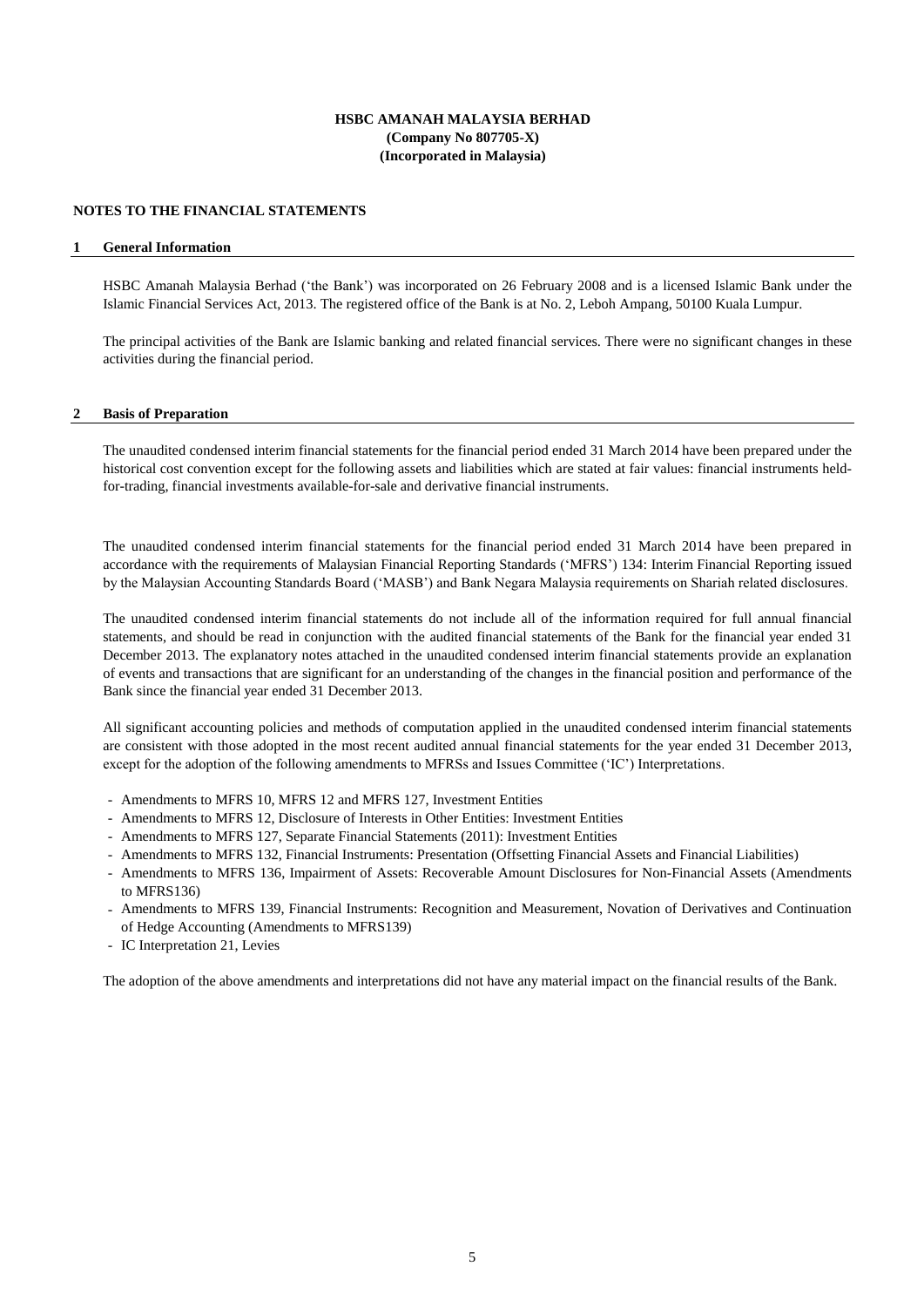**HSBC AMANAH MALAYSIA BERHAD**
**(Company No 807705-X)**
**(Incorporated in Malaysia)**

## NOTES TO THE FINANCIAL STATEMENTS

### 1 General Information

HSBC Amanah Malaysia Berhad ('the Bank') was incorporated on 26 February 2008 and is a licensed Islamic Bank under the Islamic Financial Services Act, 2013. The registered office of the Bank is at No. 2, Leboh Ampang, 50100 Kuala Lumpur.

The principal activities of the Bank are Islamic banking and related financial services. There were no significant changes in these activities during the financial period.

### 2 Basis of Preparation

The unaudited condensed interim financial statements for the financial period ended 31 March 2014 have been prepared under the historical cost convention except for the following assets and liabilities which are stated at fair values: financial instruments held-for-trading, financial investments available-for-sale and derivative financial instruments.

The unaudited condensed interim financial statements for the financial period ended 31 March 2014 have been prepared in accordance with the requirements of Malaysian Financial Reporting Standards ('MFRS') 134: Interim Financial Reporting issued by the Malaysian Accounting Standards Board ('MASB') and Bank Negara Malaysia requirements on Shariah related disclosures.

The unaudited condensed interim financial statements do not include all of the information required for full annual financial statements, and should be read in conjunction with the audited financial statements of the Bank for the financial year ended 31 December 2013. The explanatory notes attached in the unaudited condensed interim financial statements provide an explanation of events and transactions that are significant for an understanding of the changes in the financial position and performance of the Bank since the financial year ended 31 December 2013.

All significant accounting policies and methods of computation applied in the unaudited condensed interim financial statements are consistent with those adopted in the most recent audited annual financial statements for the year ended 31 December 2013, except for the adoption of the following amendments to MFRSs and Issues Committee ('IC') Interpretations.

- Amendments to MFRS 10, MFRS 12 and MFRS 127, Investment Entities
- Amendments to MFRS 12, Disclosure of Interests in Other Entities: Investment Entities
- Amendments to MFRS 127, Separate Financial Statements (2011): Investment Entities
- Amendments to MFRS 132, Financial Instruments: Presentation (Offsetting Financial Assets and Financial Liabilities)
- Amendments to MFRS 136, Impairment of Assets: Recoverable Amount Disclosures for Non-Financial Assets (Amendments to MFRS136)
- Amendments to MFRS 139, Financial Instruments: Recognition and Measurement, Novation of Derivatives and Continuation of Hedge Accounting (Amendments to MFRS139)
- IC Interpretation 21, Levies

The adoption of the above amendments and interpretations did not have any material impact on the financial results of the Bank.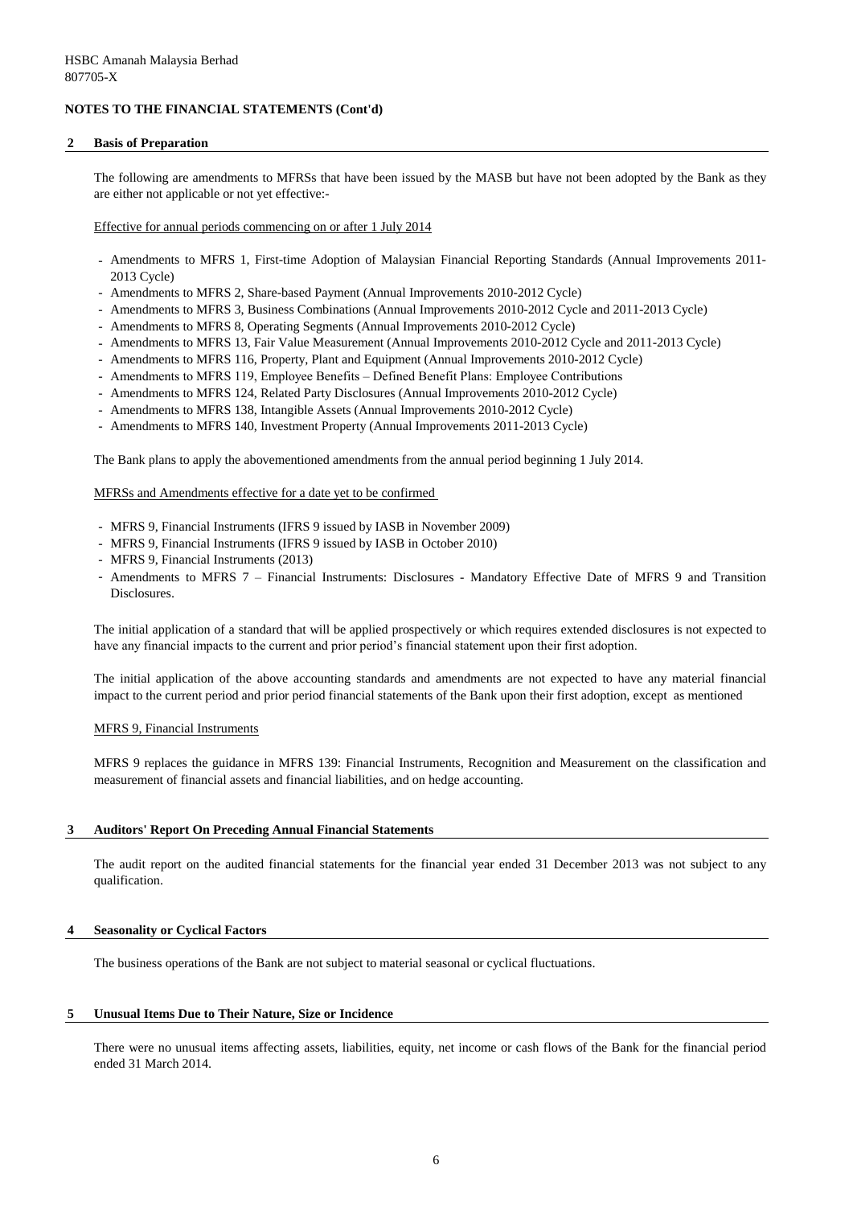HSBC Amanah Malaysia Berhad
807705-X

**NOTES TO THE FINANCIAL STATEMENTS (Cont'd)**

## 2 Basis of Preparation

The following are amendments to MFRSs that have been issued by the MASB but have not been adopted by the Bank as they are either not applicable or not yet effective:-

Effective for annual periods commencing on or after 1 July 2014

- Amendments to MFRS 1, First-time Adoption of Malaysian Financial Reporting Standards (Annual Improvements 2011-2013 Cycle)
- Amendments to MFRS 2, Share-based Payment (Annual Improvements 2010-2012 Cycle)
- Amendments to MFRS 3, Business Combinations (Annual Improvements 2010-2012 Cycle and 2011-2013 Cycle)
- Amendments to MFRS 8, Operating Segments (Annual Improvements 2010-2012 Cycle)
- Amendments to MFRS 13, Fair Value Measurement (Annual Improvements 2010-2012 Cycle and 2011-2013 Cycle)
- Amendments to MFRS 116, Property, Plant and Equipment (Annual Improvements 2010-2012 Cycle)
- Amendments to MFRS 119, Employee Benefits – Defined Benefit Plans: Employee Contributions
- Amendments to MFRS 124, Related Party Disclosures (Annual Improvements 2010-2012 Cycle)
- Amendments to MFRS 138, Intangible Assets (Annual Improvements 2010-2012 Cycle)
- Amendments to MFRS 140, Investment Property (Annual Improvements 2011-2013 Cycle)

The Bank plans to apply the abovementioned amendments from the annual period beginning 1 July 2014.

MFRSs and Amendments effective for a date yet to be confirmed

- MFRS 9, Financial Instruments (IFRS 9 issued by IASB in November 2009)
- MFRS 9, Financial Instruments (IFRS 9 issued by IASB in October 2010)
- MFRS 9, Financial Instruments (2013)
- Amendments to MFRS 7 – Financial Instruments: Disclosures - Mandatory Effective Date of MFRS 9 and Transition Disclosures.

The initial application of a standard that will be applied prospectively or which requires extended disclosures is not expected to have any financial impacts to the current and prior period's financial statement upon their first adoption.

The initial application of the above accounting standards and amendments are not expected to have any material financial impact to the current period and prior period financial statements of the Bank upon their first adoption, except as mentioned

MFRS 9, Financial Instruments

MFRS 9 replaces the guidance in MFRS 139: Financial Instruments, Recognition and Measurement on the classification and measurement of financial assets and financial liabilities, and on hedge accounting.

## 3 Auditors' Report On Preceding Annual Financial Statements

The audit report on the audited financial statements for the financial year ended 31 December 2013 was not subject to any qualification.

## 4 Seasonality or Cyclical Factors

The business operations of the Bank are not subject to material seasonal or cyclical fluctuations.

## 5 Unusual Items Due to Their Nature, Size or Incidence

There were no unusual items affecting assets, liabilities, equity, net income or cash flows of the Bank for the financial period ended 31 March 2014.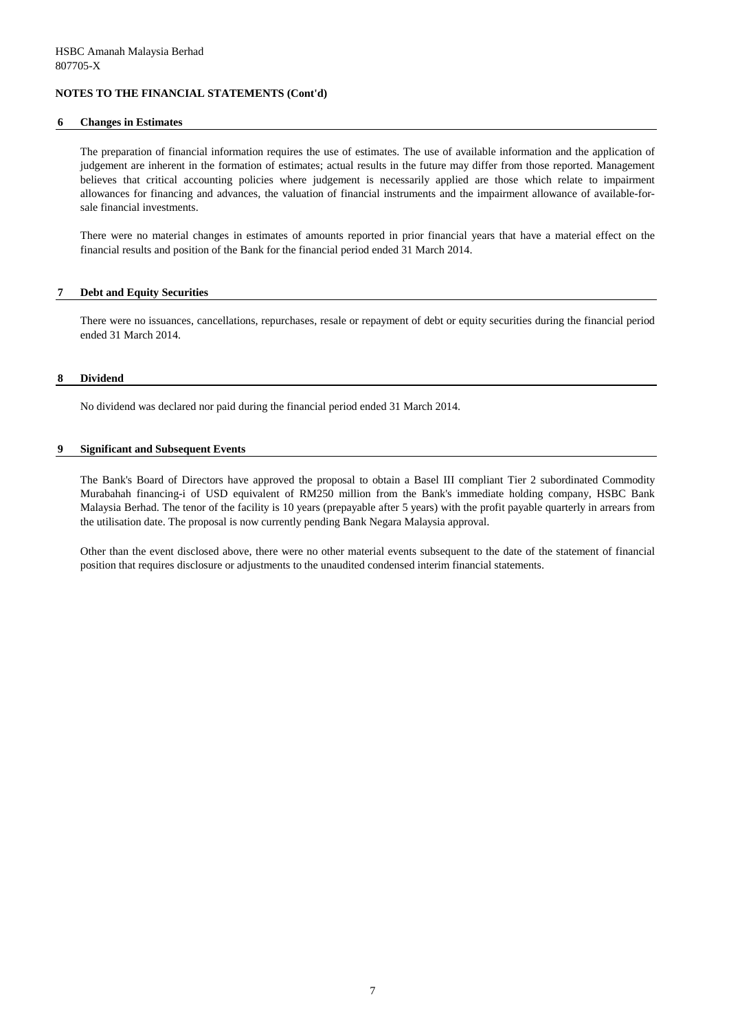HSBC Amanah Malaysia Berhad
807705-X

**NOTES TO THE FINANCIAL STATEMENTS (Cont'd)**

## 6 Changes in Estimates

The preparation of financial information requires the use of estimates. The use of available information and the application of judgement are inherent in the formation of estimates; actual results in the future may differ from those reported. Management believes that critical accounting policies where judgement is necessarily applied are those which relate to impairment allowances for financing and advances, the valuation of financial instruments and the impairment allowance of available-for-sale financial investments.

There were no material changes in estimates of amounts reported in prior financial years that have a material effect on the financial results and position of the Bank for the financial period ended 31 March 2014.

## 7 Debt and Equity Securities

There were no issuances, cancellations, repurchases, resale or repayment of debt or equity securities during the financial period ended 31 March 2014.

## 8 Dividend

No dividend was declared nor paid during the financial period ended 31 March 2014.

## 9 Significant and Subsequent Events

The Bank's Board of Directors have approved the proposal to obtain a Basel III compliant Tier 2 subordinated Commodity Murabahah financing-i of USD equivalent of RM250 million from the Bank's immediate holding company, HSBC Bank Malaysia Berhad. The tenor of the facility is 10 years (prepayable after 5 years) with the profit payable quarterly in arrears from the utilisation date. The proposal is now currently pending Bank Negara Malaysia approval.

Other than the event disclosed above, there were no other material events subsequent to the date of the statement of financial position that requires disclosure or adjustments to the unaudited condensed interim financial statements.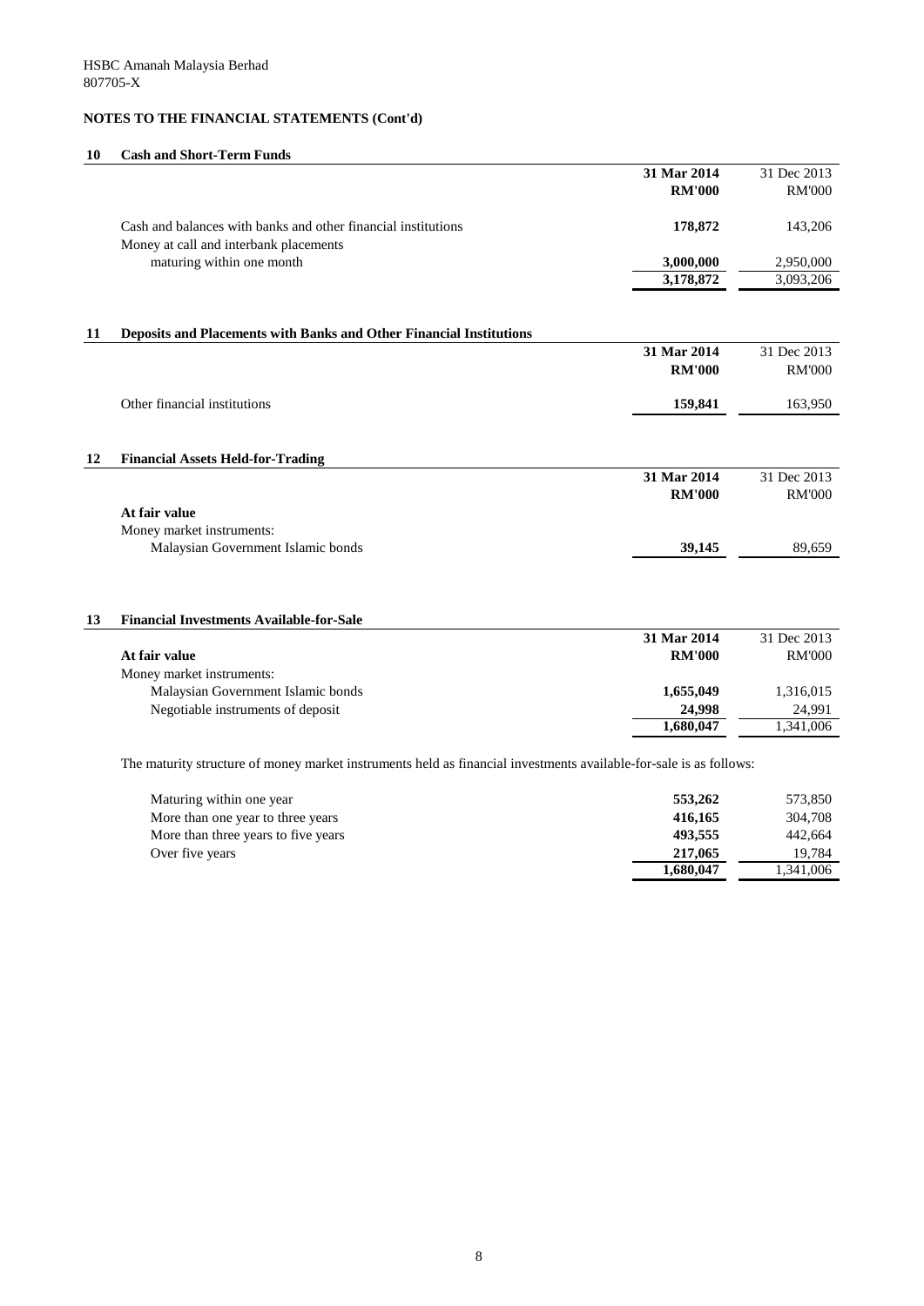HSBC Amanah Malaysia Berhad
807705-X

## NOTES TO THE FINANCIAL STATEMENTS (Cont'd)

### 10 Cash and Short-Term Funds

| | 31 Mar 2014 RM'000 | 31 Dec 2013 RM'000 |
|---|---|---|
| Cash and balances with banks and other financial institutions | **178,872** | 143,206 |
| Money at call and interbank placements maturing within one month | **3,000,000** | 2,950,000 |
| | **3,178,872** | 3,093,206 |

### 11 Deposits and Placements with Banks and Other Financial Institutions

| | 31 Mar 2014 RM'000 | 31 Dec 2013 RM'000 |
|---|---|---|
| Other financial institutions | **159,841** | 163,950 |

### 12 Financial Assets Held-for-Trading

| | 31 Mar 2014 RM'000 | 31 Dec 2013 RM'000 |
|---|---|---|
| **At fair value** | | |
| Money market instruments: | | |
| Malaysian Government Islamic bonds | **39,145** | 89,659 |

### 13 Financial Investments Available-for-Sale

| | 31 Mar 2014 RM'000 | 31 Dec 2013 RM'000 |
|---|---|---|
| **At fair value** | | |
| Money market instruments: | | |
| Malaysian Government Islamic bonds | **1,655,049** | 1,316,015 |
| Negotiable instruments of deposit | **24,998** | 24,991 |
| | **1,680,047** | 1,341,006 |

The maturity structure of money market instruments held as financial investments available-for-sale is as follows:

| | 31 Mar 2014 RM'000 | 31 Dec 2013 RM'000 |
|---|---|---|
| Maturing within one year | **553,262** | 573,850 |
| More than one year to three years | **416,165** | 304,708 |
| More than three years to five years | **493,555** | 442,664 |
| Over five years | **217,065** | 19,784 |
| | **1,680,047** | 1,341,006 |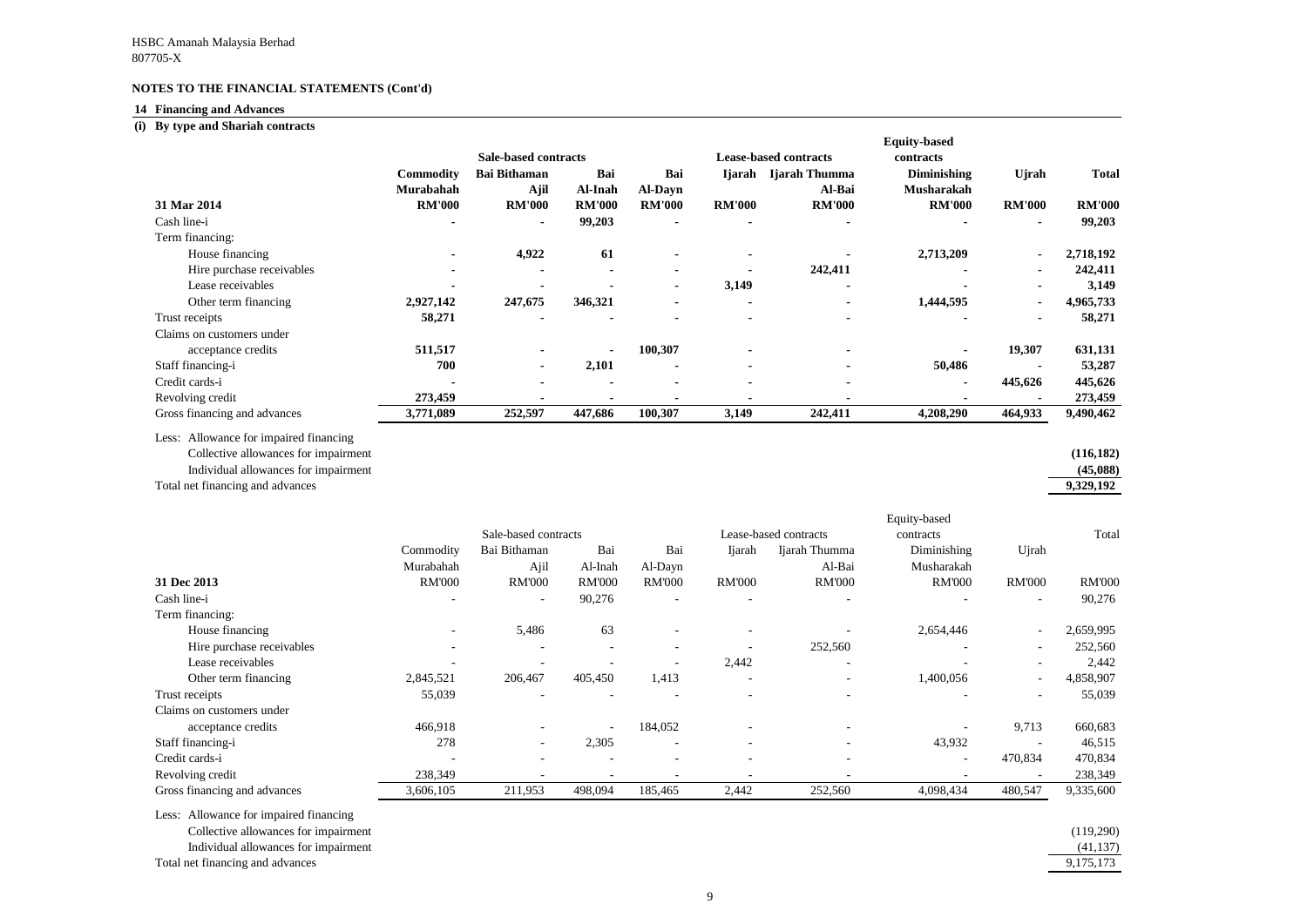HSBC Amanah Malaysia Berhad
807705-X

**NOTES TO THE FINANCIAL STATEMENTS (Cont'd)**

## 14 Financing and Advances

### (i) By type and Shariah contracts

| | Sale-based contracts | | | | Lease-based contracts | | Equity-based contracts | | |
|---|---|---|---|---|---|---|---|---|---|
| | **Commodity Murabahah** | **Bai Bithaman Ajil** | **Bai Al-Inah** | **Bai Al-Dayn** | **Ijarah** | **Ijarah Thumma Al-Bai** | **Diminishing Musharakah** | **Ujrah** | **Total** |
| **31 Mar 2014** | **RM'000** | **RM'000** | **RM'000** | **RM'000** | **RM'000** | **RM'000** | **RM'000** | **RM'000** | **RM'000** |
| Cash line-i | - | - | **99,203** | - | - | - | - | - | **99,203** |
| Term financing: | | | | | | | | | |
| House financing | - | **4,922** | **61** | - | - | - | **2,713,209** | - | **2,718,192** |
| Hire purchase receivables | - | - | - | - | - | **242,411** | - | - | **242,411** |
| Lease receivables | - | - | - | - | **3,149** | - | - | - | **3,149** |
| Other term financing | **2,927,142** | **247,675** | **346,321** | - | - | - | **1,444,595** | - | **4,965,733** |
| Trust receipts | **58,271** | - | - | - | - | - | - | - | **58,271** |
| Claims on customers under acceptance credits | **511,517** | - | - | **100,307** | - | - | - | **19,307** | **631,131** |
| Staff financing-i | **700** | - | **2,101** | - | - | - | **50,486** | - | **53,287** |
| Credit cards-i | - | - | - | - | - | - | - | **445,626** | **445,626** |
| Revolving credit | **273,459** | - | - | - | - | - | - | - | **273,459** |
| Gross financing and advances | **3,771,089** | **252,597** | **447,686** | **100,307** | **3,149** | **242,411** | **4,208,290** | **464,933** | **9,490,462** |
| Less: Allowance for impaired financing | | | | | | | | | |
| Collective allowances for impairment | | | | | | | | | **(116,182)** |
| Individual allowances for impairment | | | | | | | | | **(45,088)** |
| Total net financing and advances | | | | | | | | | **9,329,192** |

| | Sale-based contracts | | | | Lease-based contracts | | Equity-based contracts | | |
|---|---|---|---|---|---|---|---|---|---|
| | Commodity Murabahah | Bai Bithaman Ajil | Bai Al-Inah | Bai Al-Dayn | Ijarah | Ijarah Thumma Al-Bai | Diminishing Musharakah | Ujrah | Total |
| **31 Dec 2013** | RM'000 | RM'000 | RM'000 | RM'000 | RM'000 | RM'000 | RM'000 | RM'000 | RM'000 |
| Cash line-i | - | - | 90,276 | - | - | - | - | - | 90,276 |
| Term financing: | | | | | | | | | |
| House financing | - | 5,486 | 63 | - | - | - | 2,654,446 | - | 2,659,995 |
| Hire purchase receivables | - | - | - | - | - | 252,560 | - | - | 252,560 |
| Lease receivables | - | - | - | - | 2,442 | - | - | - | 2,442 |
| Other term financing | 2,845,521 | 206,467 | 405,450 | 1,413 | - | - | 1,400,056 | - | 4,858,907 |
| Trust receipts | 55,039 | - | - | - | - | - | - | - | 55,039 |
| Claims on customers under acceptance credits | 466,918 | - | - | 184,052 | - | - | - | 9,713 | 660,683 |
| Staff financing-i | 278 | - | 2,305 | - | - | - | 43,932 | - | 46,515 |
| Credit cards-i | - | - | - | - | - | - | - | 470,834 | 470,834 |
| Revolving credit | 238,349 | - | - | - | - | - | - | - | 238,349 |
| Gross financing and advances | 3,606,105 | 211,953 | 498,094 | 185,465 | 2,442 | 252,560 | 4,098,434 | 480,547 | 9,335,600 |
| Less: Allowance for impaired financing | | | | | | | | | |
| Collective allowances for impairment | | | | | | | | | (119,290) |
| Individual allowances for impairment | | | | | | | | | (41,137) |
| Total net financing and advances | | | | | | | | | 9,175,173 |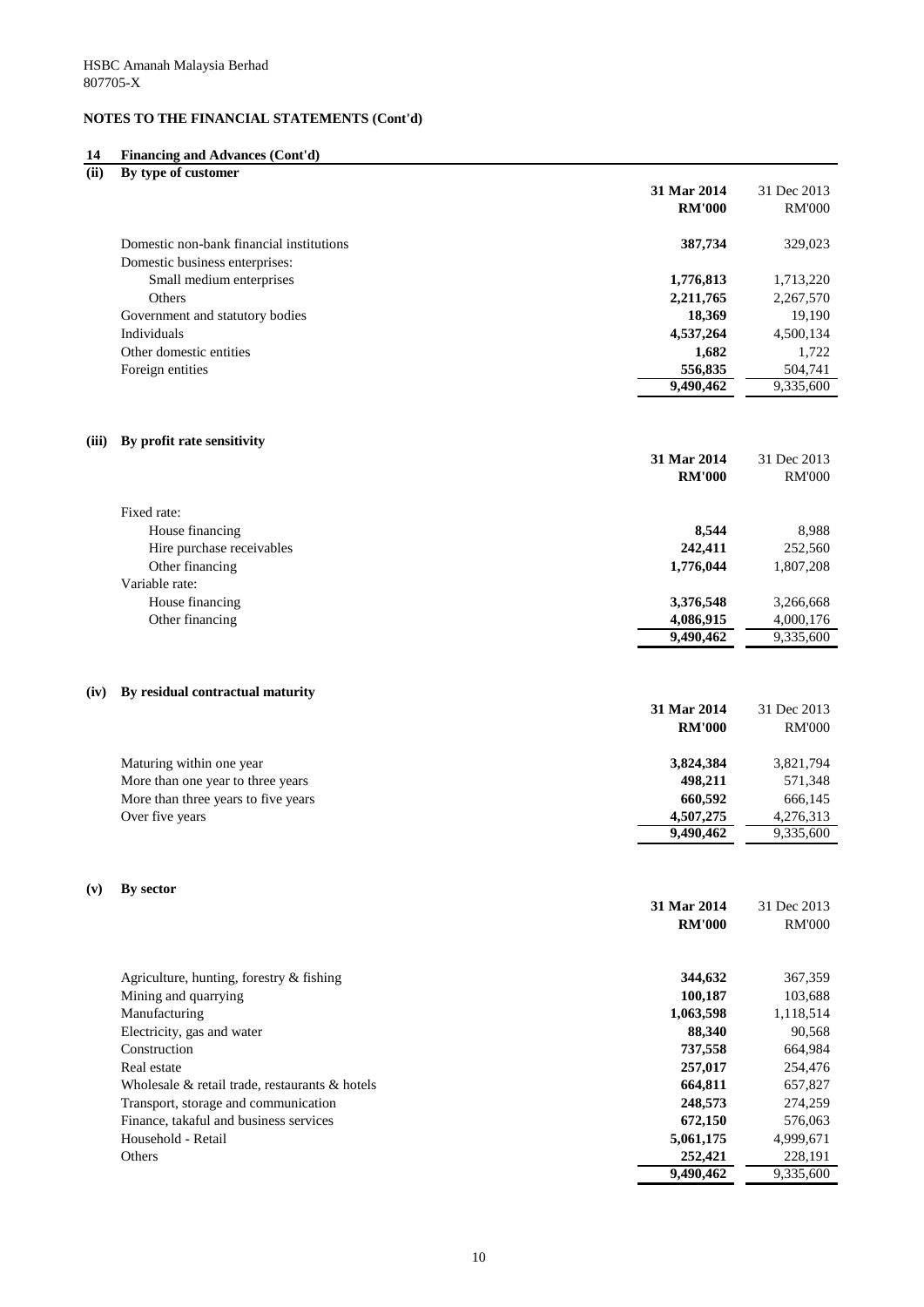HSBC Amanah Malaysia Berhad
807705-X

**NOTES TO THE FINANCIAL STATEMENTS (Cont'd)**

## 14 Financing and Advances (Cont'd)

### (ii) By type of customer

| | 31 Mar 2014 RM'000 | 31 Dec 2013 RM'000 |
|---|---|---|
| Domestic non-bank financial institutions | **387,734** | 329,023 |
| Domestic business enterprises: | | |
| Small medium enterprises | **1,776,813** | 1,713,220 |
| Others | **2,211,765** | 2,267,570 |
| Government and statutory bodies | **18,369** | 19,190 |
| Individuals | **4,537,264** | 4,500,134 |
| Other domestic entities | **1,682** | 1,722 |
| Foreign entities | **556,835** | 504,741 |
| | **9,490,462** | 9,335,600 |

### (iii) By profit rate sensitivity

| | 31 Mar 2014 RM'000 | 31 Dec 2013 RM'000 |
|---|---|---|
| Fixed rate: | | |
| House financing | **8,544** | 8,988 |
| Hire purchase receivables | **242,411** | 252,560 |
| Other financing | **1,776,044** | 1,807,208 |
| Variable rate: | | |
| House financing | **3,376,548** | 3,266,668 |
| Other financing | **4,086,915** | 4,000,176 |
| | **9,490,462** | 9,335,600 |

### (iv) By residual contractual maturity

| | 31 Mar 2014 RM'000 | 31 Dec 2013 RM'000 |
|---|---|---|
| Maturing within one year | **3,824,384** | 3,821,794 |
| More than one year to three years | **498,211** | 571,348 |
| More than three years to five years | **660,592** | 666,145 |
| Over five years | **4,507,275** | 4,276,313 |
| | **9,490,462** | 9,335,600 |

### (v) By sector

| | 31 Mar 2014 RM'000 | 31 Dec 2013 RM'000 |
|---|---|---|
| Agriculture, hunting, forestry & fishing | **344,632** | 367,359 |
| Mining and quarrying | **100,187** | 103,688 |
| Manufacturing | **1,063,598** | 1,118,514 |
| Electricity, gas and water | **88,340** | 90,568 |
| Construction | **737,558** | 664,984 |
| Real estate | **257,017** | 254,476 |
| Wholesale & retail trade, restaurants & hotels | **664,811** | 657,827 |
| Transport, storage and communication | **248,573** | 274,259 |
| Finance, takaful and business services | **672,150** | 576,063 |
| Household - Retail | **5,061,175** | 4,999,671 |
| Others | **252,421** | 228,191 |
| | **9,490,462** | 9,335,600 |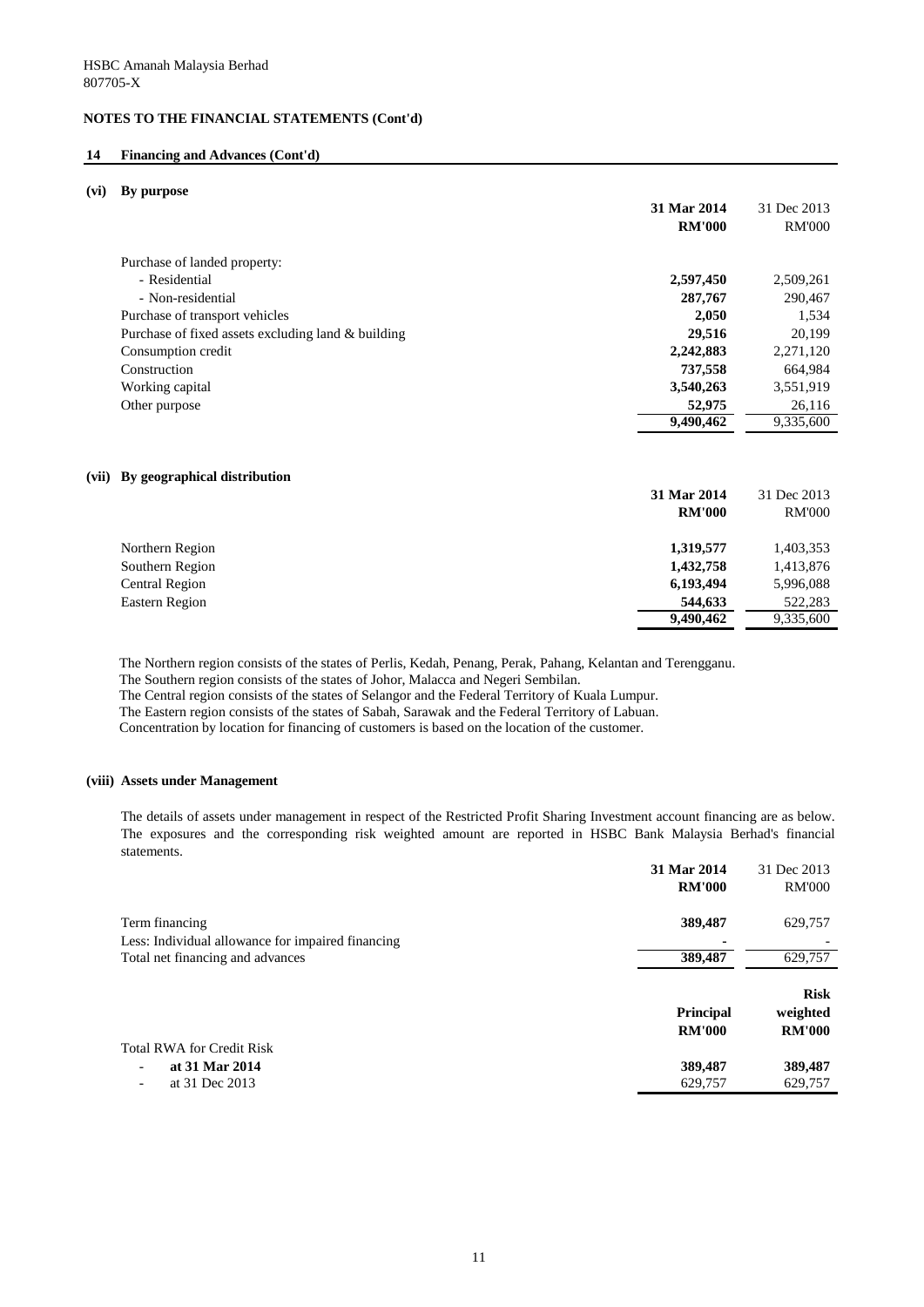HSBC Amanah Malaysia Berhad
807705-X

**NOTES TO THE FINANCIAL STATEMENTS (Cont'd)**

**14 Financing and Advances (Cont'd)**

**(vi) By purpose**

| | 31 Mar 2014 RM'000 | 31 Dec 2013 RM'000 |
|---|---|---|
| Purchase of landed property: | | |
| - Residential | **2,597,450** | 2,509,261 |
| - Non-residential | **287,767** | 290,467 |
| Purchase of transport vehicles | **2,050** | 1,534 |
| Purchase of fixed assets excluding land & building | **29,516** | 20,199 |
| Consumption credit | **2,242,883** | 2,271,120 |
| Construction | **737,558** | 664,984 |
| Working capital | **3,540,263** | 3,551,919 |
| Other purpose | **52,975** | 26,116 |
| | **9,490,462** | 9,335,600 |

**(vii) By geographical distribution**

| | 31 Mar 2014 RM'000 | 31 Dec 2013 RM'000 |
|---|---|---|
| Northern Region | **1,319,577** | 1,403,353 |
| Southern Region | **1,432,758** | 1,413,876 |
| Central Region | **6,193,494** | 5,996,088 |
| Eastern Region | **544,633** | 522,283 |
| | **9,490,462** | 9,335,600 |

The Northern region consists of the states of Perlis, Kedah, Penang, Perak, Pahang, Kelantan and Terengganu.
The Southern region consists of the states of Johor, Malacca and Negeri Sembilan.
The Central region consists of the states of Selangor and the Federal Territory of Kuala Lumpur.
The Eastern region consists of the states of Sabah, Sarawak and the Federal Territory of Labuan.
Concentration by location for financing of customers is based on the location of the customer.

**(viii) Assets under Management**

The details of assets under management in respect of the Restricted Profit Sharing Investment account financing are as below. The exposures and the corresponding risk weighted amount are reported in HSBC Bank Malaysia Berhad's financial statements.

| | 31 Mar 2014 RM'000 | 31 Dec 2013 RM'000 |
|---|---|---|
| Term financing | **389,487** | 629,757 |
| Less: Individual allowance for impaired financing | **-** | - |
| Total net financing and advances | **389,487** | 629,757 |

| | Principal RM'000 | Risk weighted RM'000 |
|---|---|---|
| Total RWA for Credit Risk | | |
| - **at 31 Mar 2014** | **389,487** | **389,487** |
| - at 31 Dec 2013 | 629,757 | 629,757 |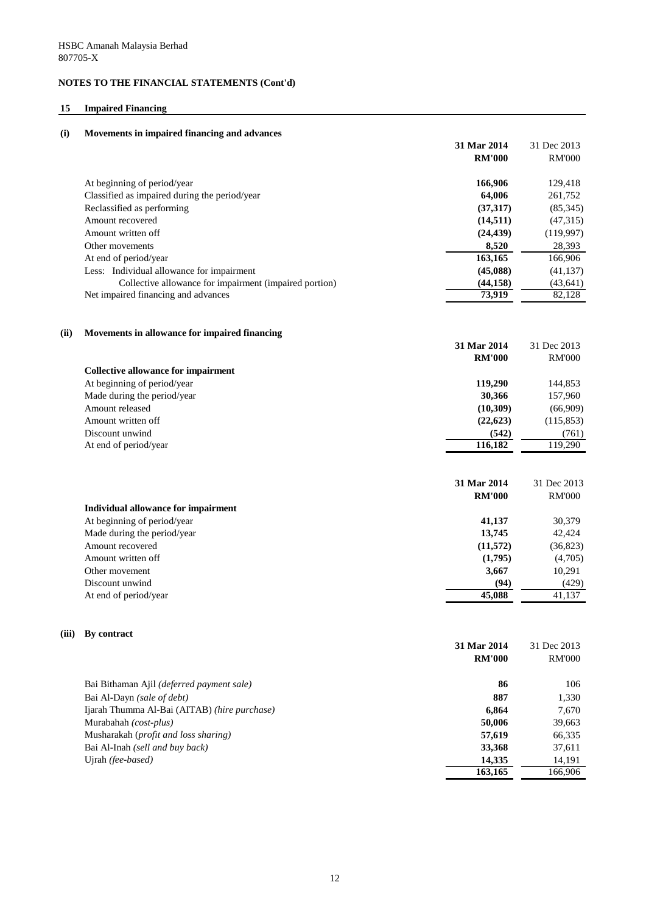HSBC Amanah Malaysia Berhad
807705-X

**NOTES TO THE FINANCIAL STATEMENTS (Cont'd)**

## 15 Impaired Financing

### (i) Movements in impaired financing and advances

| | **31 Mar 2014** | 31 Dec 2013 |
|---|---|---|
| | **RM'000** | RM'000 |
| At beginning of period/year | **166,906** | 129,418 |
| Classified as impaired during the period/year | **64,006** | 261,752 |
| Reclassified as performing | **(37,317)** | (85,345) |
| Amount recovered | **(14,511)** | (47,315) |
| Amount written off | **(24,439)** | (119,997) |
| Other movements | **8,520** | 28,393 |
| At end of period/year | **163,165** | 166,906 |
| Less: Individual allowance for impairment | **(45,088)** | (41,137) |
| Collective allowance for impairment (impaired portion) | **(44,158)** | (43,641) |
| Net impaired financing and advances | **73,919** | 82,128 |

### (ii) Movements in allowance for impaired financing

| | **31 Mar 2014** | 31 Dec 2013 |
|---|---|---|
| | **RM'000** | RM'000 |
| **Collective allowance for impairment** | | |
| At beginning of period/year | **119,290** | 144,853 |
| Made during the period/year | **30,366** | 157,960 |
| Amount released | **(10,309)** | (66,909) |
| Amount written off | **(22,623)** | (115,853) |
| Discount unwind | **(542)** | (761) |
| At end of period/year | **116,182** | 119,290 |

| | **31 Mar 2014** | 31 Dec 2013 |
|---|---|---|
| | **RM'000** | RM'000 |
| **Individual allowance for impairment** | | |
| At beginning of period/year | **41,137** | 30,379 |
| Made during the period/year | **13,745** | 42,424 |
| Amount recovered | **(11,572)** | (36,823) |
| Amount written off | **(1,795)** | (4,705) |
| Other movement | **3,667** | 10,291 |
| Discount unwind | **(94)** | (429) |
| At end of period/year | **45,088** | 41,137 |

### (iii) By contract

| | **31 Mar 2014** | 31 Dec 2013 |
|---|---|---|
| | **RM'000** | RM'000 |
| Bai Bithaman Ajil *(deferred payment sale)* | **86** | 106 |
| Bai Al-Dayn *(sale of debt)* | **887** | 1,330 |
| Ijarah Thumma Al-Bai (AITAB) *(hire purchase)* | **6,864** | 7,670 |
| Murabahah *(cost-plus)* | **50,006** | 39,663 |
| Musharakah (*profit and loss sharing)* | **57,619** | 66,335 |
| Bai Al-Inah *(sell and buy back)* | **33,368** | 37,611 |
| Ujrah *(fee-based)* | **14,335** | 14,191 |
| | **163,165** | 166,906 |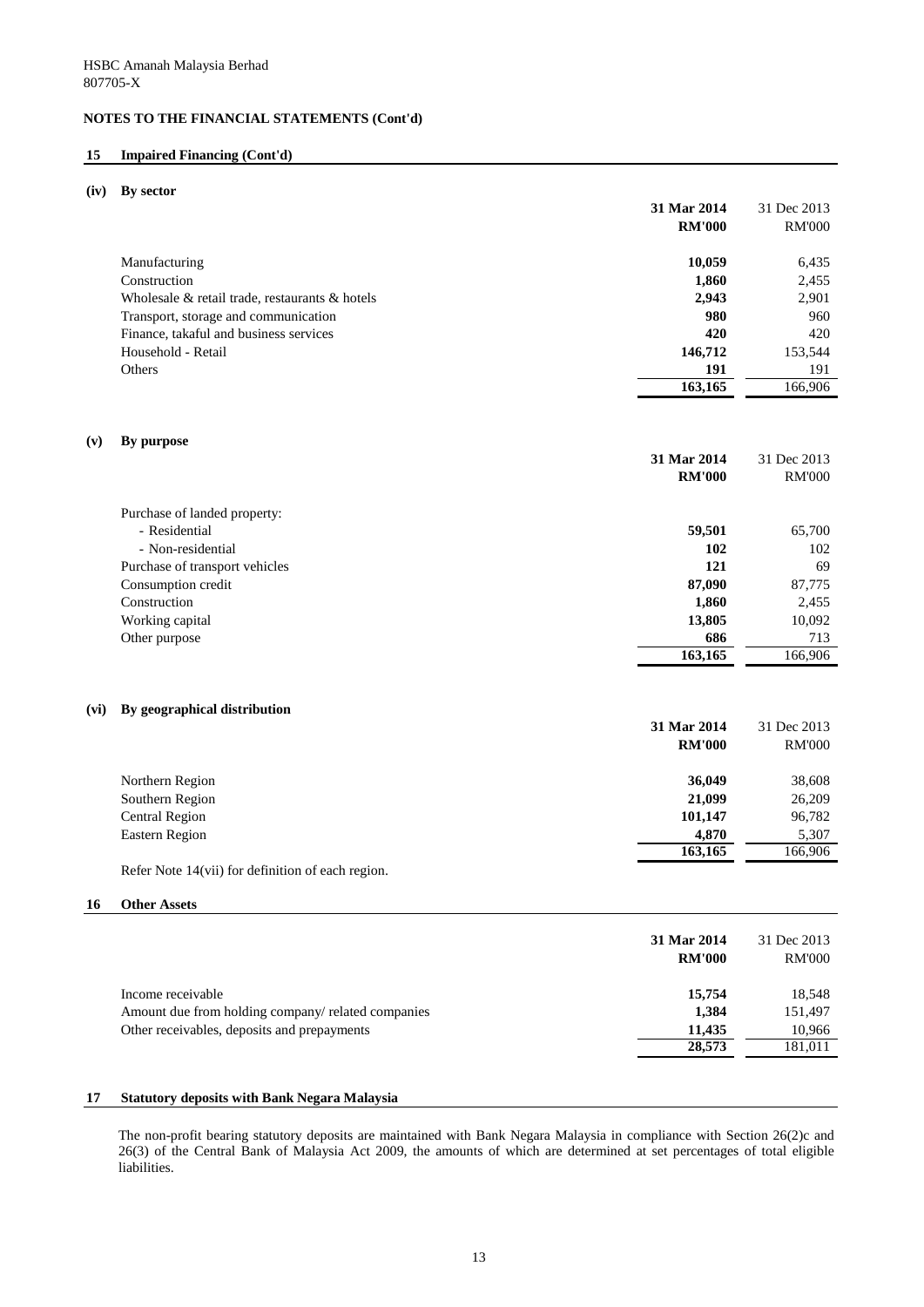HSBC Amanah Malaysia Berhad
807705-X

**NOTES TO THE FINANCIAL STATEMENTS (Cont'd)**

## 15 Impaired Financing (Cont'd)

### (iv) By sector

| | **31 Mar 2014** | 31 Dec 2013 |
|---|---|---|
| | **RM'000** | RM'000 |
| Manufacturing | **10,059** | 6,435 |
| Construction | **1,860** | 2,455 |
| Wholesale & retail trade, restaurants & hotels | **2,943** | 2,901 |
| Transport, storage and communication | **980** | 960 |
| Finance, takaful and business services | **420** | 420 |
| Household - Retail | **146,712** | 153,544 |
| Others | **191** | 191 |
| | **163,165** | 166,906 |

### (v) By purpose

| | **31 Mar 2014** | 31 Dec 2013 |
|---|---|---|
| | **RM'000** | RM'000 |
| Purchase of landed property: | | |
| - Residential | **59,501** | 65,700 |
| - Non-residential | **102** | 102 |
| Purchase of transport vehicles | **121** | 69 |
| Consumption credit | **87,090** | 87,775 |
| Construction | **1,860** | 2,455 |
| Working capital | **13,805** | 10,092 |
| Other purpose | **686** | 713 |
| | **163,165** | 166,906 |

### (vi) By geographical distribution

| | **31 Mar 2014** | 31 Dec 2013 |
|---|---|---|
| | **RM'000** | RM'000 |
| Northern Region | **36,049** | 38,608 |
| Southern Region | **21,099** | 26,209 |
| Central Region | **101,147** | 96,782 |
| Eastern Region | **4,870** | 5,307 |
| | **163,165** | 166,906 |

Refer Note 14(vii) for definition of each region.

## 16 Other Assets

| | **31 Mar 2014** | 31 Dec 2013 |
|---|---|---|
| | **RM'000** | RM'000 |
| Income receivable | **15,754** | 18,548 |
| Amount due from holding company/ related companies | **1,384** | 151,497 |
| Other receivables, deposits and prepayments | **11,435** | 10,966 |
| | **28,573** | 181,011 |

## 17 Statutory deposits with Bank Negara Malaysia

The non-profit bearing statutory deposits are maintained with Bank Negara Malaysia in compliance with Section 26(2)c and 26(3) of the Central Bank of Malaysia Act 2009, the amounts of which are determined at set percentages of total eligible liabilities.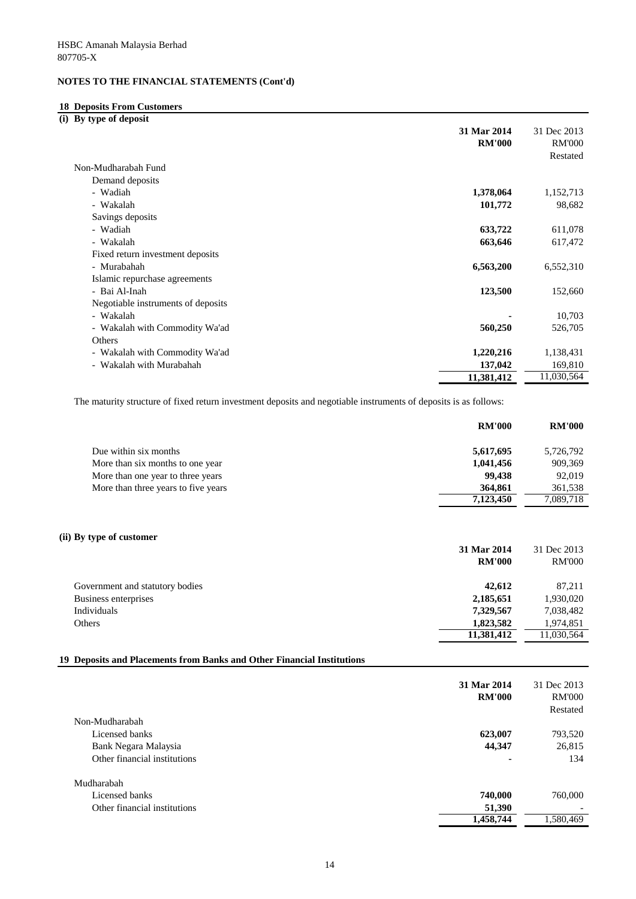HSBC Amanah Malaysia Berhad
807705-X

**NOTES TO THE FINANCIAL STATEMENTS (Cont'd)**

## 18 Deposits From Customers

### (i) By type of deposit

| | 31 Mar 2014 RM'000 | 31 Dec 2013 RM'000 Restated |
|---|---|---|
| Non-Mudharabah Fund | | |
| Demand deposits | | |
| - Wadiah | **1,378,064** | 1,152,713 |
| - Wakalah | **101,772** | 98,682 |
| Savings deposits | | |
| - Wadiah | **633,722** | 611,078 |
| - Wakalah | **663,646** | 617,472 |
| Fixed return investment deposits | | |
| - Murabahah | **6,563,200** | 6,552,310 |
| Islamic repurchase agreements | | |
| - Bai Al-Inah | **123,500** | 152,660 |
| Negotiable instruments of deposits | | |
| - Wakalah | **-** | 10,703 |
| - Wakalah with Commodity Wa'ad | **560,250** | 526,705 |
| Others | | |
| - Wakalah with Commodity Wa'ad | **1,220,216** | 1,138,431 |
| - Wakalah with Murabahah | **137,042** | 169,810 |
| | **11,381,412** | 11,030,564 |

The maturity structure of fixed return investment deposits and negotiable instruments of deposits is as follows:

| | RM'000 | RM'000 |
|---|---|---|
| Due within six months | **5,617,695** | 5,726,792 |
| More than six months to one year | **1,041,456** | 909,369 |
| More than one year to three years | **99,438** | 92,019 |
| More than three years to five years | **364,861** | 361,538 |
| | **7,123,450** | 7,089,718 |

### (ii) By type of customer

| | 31 Mar 2014 RM'000 | 31 Dec 2013 RM'000 |
|---|---|---|
| Government and statutory bodies | **42,612** | 87,211 |
| Business enterprises | **2,185,651** | 1,930,020 |
| Individuals | **7,329,567** | 7,038,482 |
| Others | **1,823,582** | 1,974,851 |
| | **11,381,412** | 11,030,564 |

## 19 Deposits and Placements from Banks and Other Financial Institutions

| | 31 Mar 2014 RM'000 | 31 Dec 2013 RM'000 Restated |
|---|---|---|
| Non-Mudharabah | | |
| Licensed banks | **623,007** | 793,520 |
| Bank Negara Malaysia | **44,347** | 26,815 |
| Other financial institutions | **-** | 134 |
| Mudharabah | | |
| Licensed banks | **740,000** | 760,000 |
| Other financial institutions | **51,390** | - |
| | **1,458,744** | 1,580,469 |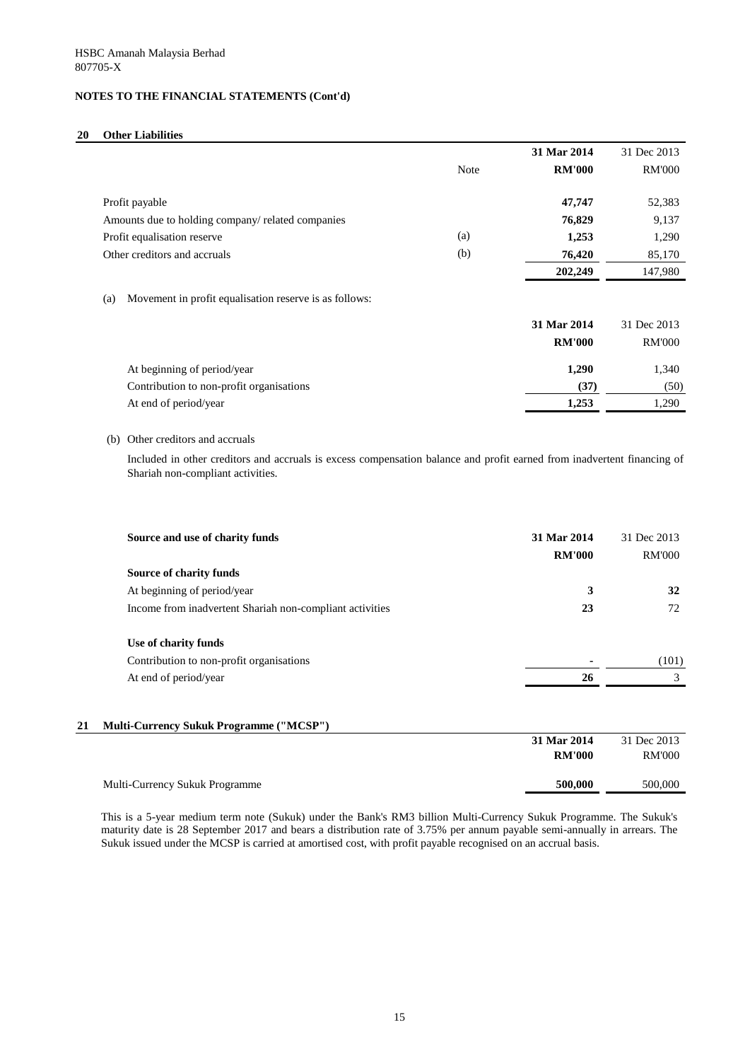HSBC Amanah Malaysia Berhad
807705-X

**NOTES TO THE FINANCIAL STATEMENTS (Cont'd)**

## 20 Other Liabilities

| | Note | **31 Mar 2014** | 31 Dec 2013 |
|---|---|---|---|
| | | **RM'000** | RM'000 |
| Profit payable | | **47,747** | 52,383 |
| Amounts due to holding company/ related companies | | **76,829** | 9,137 |
| Profit equalisation reserve | (a) | **1,253** | 1,290 |
| Other creditors and accruals | (b) | **76,420** | 85,170 |
| | | **202,249** | 147,980 |

(a) Movement in profit equalisation reserve is as follows:

| | **31 Mar 2014** | 31 Dec 2013 |
|---|---|---|
| | **RM'000** | RM'000 |
| At beginning of period/year | **1,290** | 1,340 |
| Contribution to non-profit organisations | **(37)** | (50) |
| At end of period/year | **1,253** | 1,290 |

(b) Other creditors and accruals

Included in other creditors and accruals is excess compensation balance and profit earned from inadvertent financing of Shariah non-compliant activities.

| **Source and use of charity funds** | **31 Mar 2014** | 31 Dec 2013 |
|---|---|---|
| | **RM'000** | RM'000 |
| **Source of charity funds** | | |
| At beginning of period/year | **3** | **32** |
| Income from inadvertent Shariah non-compliant activities | **23** | 72 |
| | | |
| **Use of charity funds** | | |
| Contribution to non-profit organisations | **-** | (101) |
| At end of period/year | **26** | 3 |

## 21 Multi-Currency Sukuk Programme ("MCSP")

| | **31 Mar 2014** | 31 Dec 2013 |
|---|---|---|
| | **RM'000** | RM'000 |
| Multi-Currency Sukuk Programme | **500,000** | 500,000 |

This is a 5-year medium term note (Sukuk) under the Bank's RM3 billion Multi-Currency Sukuk Programme. The Sukuk's maturity date is 28 September 2017 and bears a distribution rate of 3.75% per annum payable semi-annually in arrears. The Sukuk issued under the MCSP is carried at amortised cost, with profit payable recognised on an accrual basis.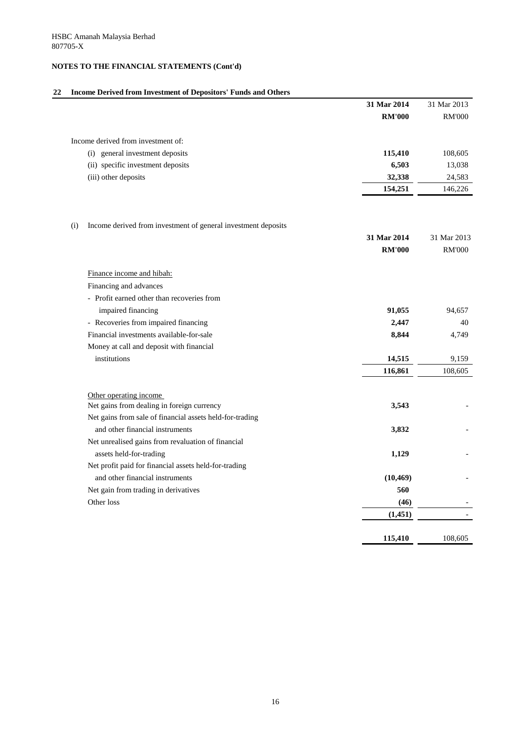HSBC Amanah Malaysia Berhad
807705-X

**NOTES TO THE FINANCIAL STATEMENTS (Cont'd)**

## 22 Income Derived from Investment of Depositors' Funds and Others

| | 31 Mar 2014 | 31 Mar 2013 |
|---|---|---|
| | **RM'000** | RM'000 |
| Income derived from investment of: | | |
| (i) general investment deposits | **115,410** | 108,605 |
| (ii) specific investment deposits | **6,503** | 13,038 |
| (iii) other deposits | **32,338** | 24,583 |
| | **154,251** | 146,226 |

(i) Income derived from investment of general investment deposits

| | 31 Mar 2014 | 31 Mar 2013 |
|---|---|---|
| | **RM'000** | RM'000 |
| Finance income and hibah: | | |
| Financing and advances | | |
| - Profit earned other than recoveries from impaired financing | **91,055** | 94,657 |
| - Recoveries from impaired financing | **2,447** | 40 |
| Financial investments available-for-sale | **8,844** | 4,749 |
| Money at call and deposit with financial institutions | **14,515** | 9,159 |
| | **116,861** | 108,605 |
| Other operating income | | |
| Net gains from dealing in foreign currency | **3,543** | - |
| Net gains from sale of financial assets held-for-trading and other financial instruments | **3,832** | - |
| Net unrealised gains from revaluation of financial assets held-for-trading | **1,129** | - |
| Net profit paid for financial assets held-for-trading and other financial instruments | **(10,469)** | - |
| Net gain from trading in derivatives | **560** | |
| Other loss | **(46)** | - |
| | **(1,451)** | - |
| | **115,410** | 108,605 |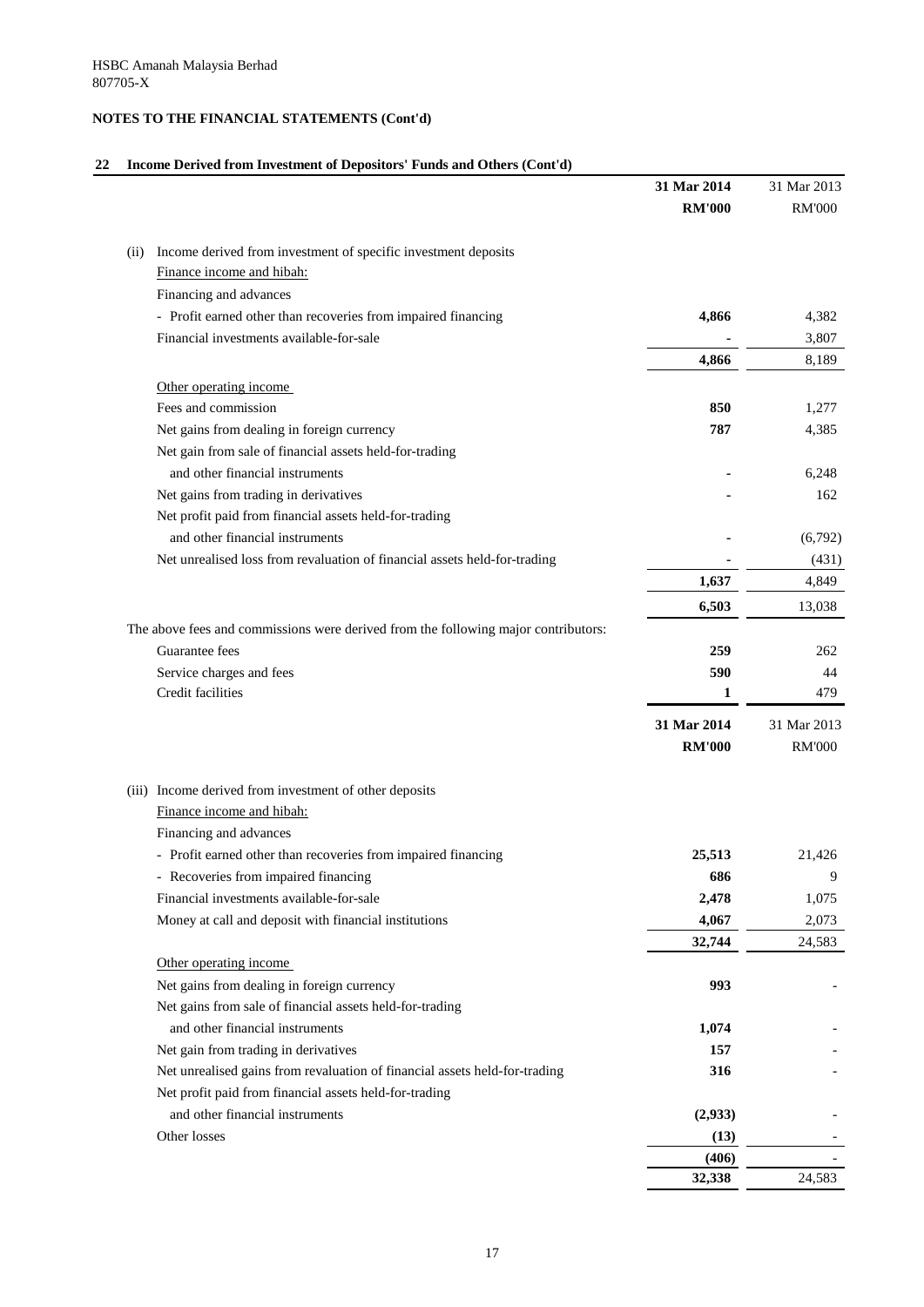HSBC Amanah Malaysia Berhad
807705-X

**NOTES TO THE FINANCIAL STATEMENTS (Cont'd)**

## 22 Income Derived from Investment of Depositors' Funds and Others (Cont'd)

| | **31 Mar 2014** | 31 Mar 2013 |
|---|---|---|
| | **RM'000** | RM'000 |
| (ii) Income derived from investment of specific investment deposits | | |
| Finance income and hibah: | | |
| Financing and advances | | |
| - Profit earned other than recoveries from impaired financing | **4,866** | 4,382 |
| Financial investments available-for-sale | **-** | 3,807 |
| | **4,866** | 8,189 |
| Other operating income | | |
| Fees and commission | **850** | 1,277 |
| Net gains from dealing in foreign currency | **787** | 4,385 |
| Net gain from sale of financial assets held-for-trading and other financial instruments | **-** | 6,248 |
| Net gains from trading in derivatives | **-** | 162 |
| Net profit paid from financial assets held-for-trading and other financial instruments | **-** | (6,792) |
| Net unrealised loss from revaluation of financial assets held-for-trading | **-** | (431) |
| | **1,637** | 4,849 |
| | **6,503** | 13,038 |
| The above fees and commissions were derived from the following major contributors: | | |
| Guarantee fees | **259** | 262 |
| Service charges and fees | **590** | 44 |
| Credit facilities | **1** | 479 |

| | **31 Mar 2014** | 31 Mar 2013 |
|---|---|---|
| | **RM'000** | RM'000 |
| (iii) Income derived from investment of other deposits | | |
| Finance income and hibah: | | |
| Financing and advances | | |
| - Profit earned other than recoveries from impaired financing | **25,513** | 21,426 |
| - Recoveries from impaired financing | **686** | 9 |
| Financial investments available-for-sale | **2,478** | 1,075 |
| Money at call and deposit with financial institutions | **4,067** | 2,073 |
| | **32,744** | 24,583 |
| Other operating income | | |
| Net gains from dealing in foreign currency | **993** | - |
| Net gains from sale of financial assets held-for-trading and other financial instruments | **1,074** | - |
| Net gain from trading in derivatives | **157** | - |
| Net unrealised gains from revaluation of financial assets held-for-trading | **316** | - |
| Net profit paid from financial assets held-for-trading and other financial instruments | **(2,933)** | - |
| Other losses | **(13)** | - |
| | **(406)** | - |
| | **32,338** | 24,583 |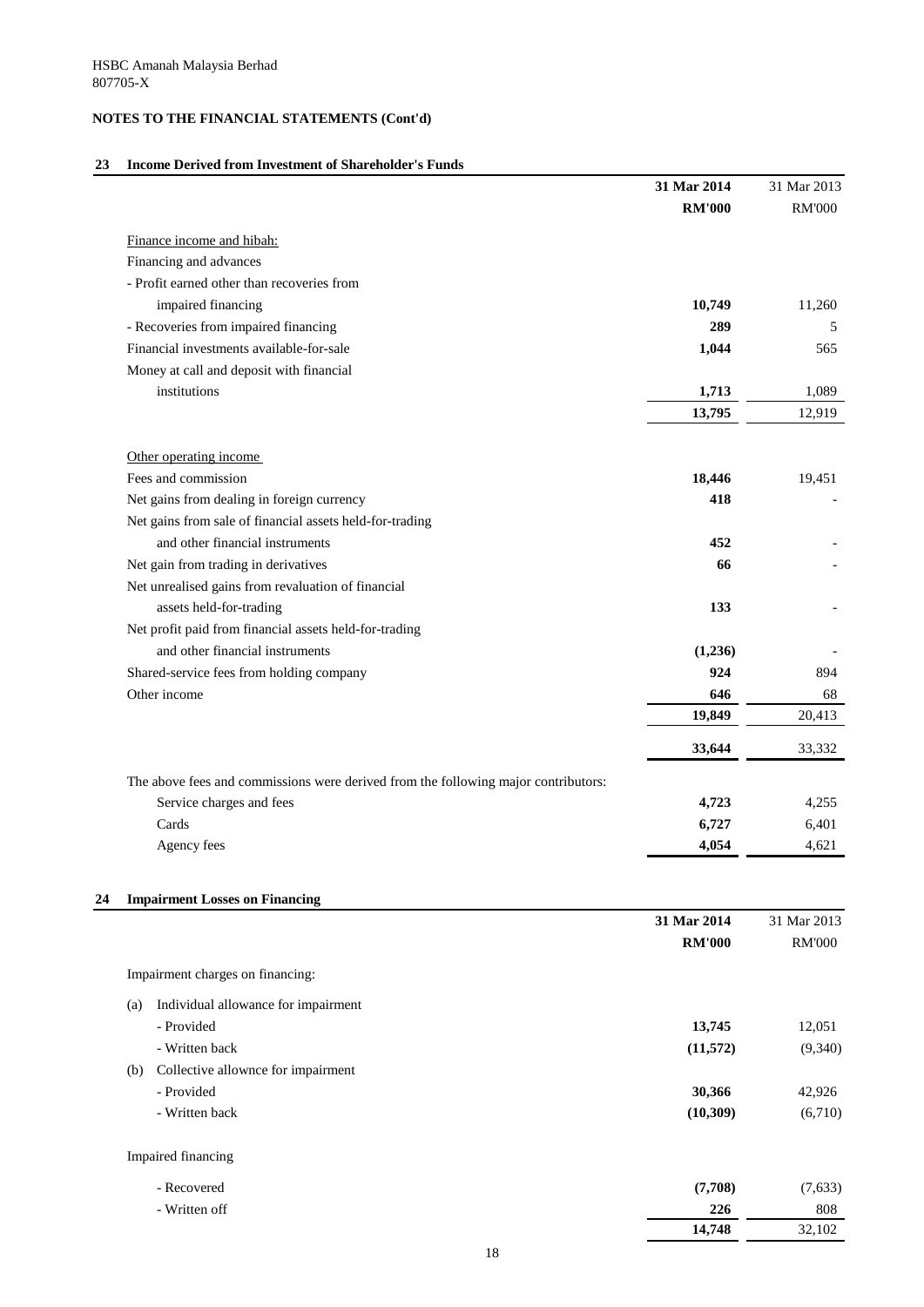HSBC Amanah Malaysia Berhad
807705-X

**NOTES TO THE FINANCIAL STATEMENTS (Cont'd)**

## 23 Income Derived from Investment of Shareholder's Funds

| | **31 Mar 2014** | 31 Mar 2013 |
|---|---|---|
| | **RM'000** | RM'000 |
| Finance income and hibah: | | |
| Financing and advances | | |
| - Profit earned other than recoveries from impaired financing | **10,749** | 11,260 |
| - Recoveries from impaired financing | **289** | 5 |
| Financial investments available-for-sale | **1,044** | 565 |
| Money at call and deposit with financial institutions | **1,713** | 1,089 |
| | **13,795** | 12,919 |
| Other operating income | | |
| Fees and commission | **18,446** | 19,451 |
| Net gains from dealing in foreign currency | **418** | - |
| Net gains from sale of financial assets held-for-trading and other financial instruments | **452** | - |
| Net gain from trading in derivatives | **66** | - |
| Net unrealised gains from revaluation of financial assets held-for-trading | **133** | - |
| Net profit paid from financial assets held-for-trading and other financial instruments | **(1,236)** | - |
| Shared-service fees from holding company | **924** | 894 |
| Other income | **646** | 68 |
| | **19,849** | 20,413 |
| | **33,644** | 33,332 |
| The above fees and commissions were derived from the following major contributors: | | |
| Service charges and fees | **4,723** | 4,255 |
| Cards | **6,727** | 6,401 |
| Agency fees | **4,054** | 4,621 |

## 24 Impairment Losses on Financing

| | **31 Mar 2014** | 31 Mar 2013 |
|---|---|---|
| | **RM'000** | RM'000 |
| Impairment charges on financing: | | |
| (a) Individual allowance for impairment | | |
| - Provided | **13,745** | 12,051 |
| - Written back | **(11,572)** | (9,340) |
| (b) Collective allownce for impairment | | |
| - Provided | **30,366** | 42,926 |
| - Written back | **(10,309)** | (6,710) |
| Impaired financing | | |
| - Recovered | **(7,708)** | (7,633) |
| - Written off | **226** | 808 |
| | **14,748** | 32,102 |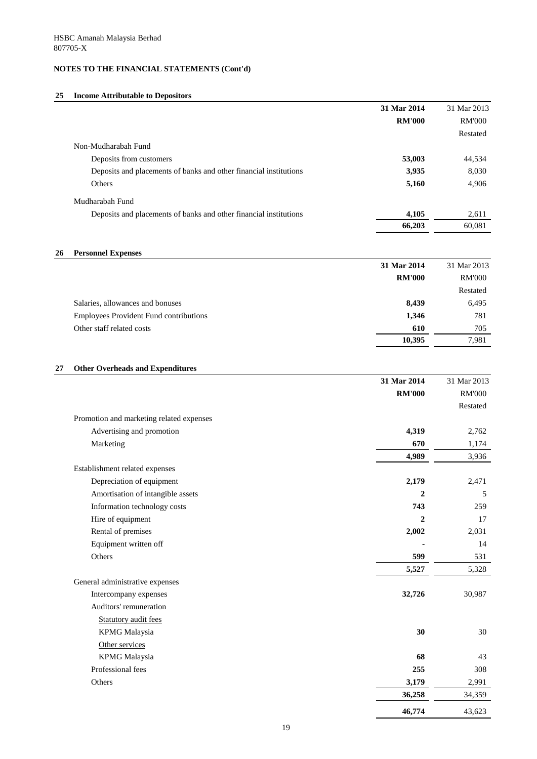HSBC Amanah Malaysia Berhad
807705-X

**NOTES TO THE FINANCIAL STATEMENTS (Cont'd)**

## 25 Income Attributable to Depositors

| | 31 Mar 2014 | 31 Mar 2013 |
|---|---|---|
| | RM'000 | RM'000 |
| | | Restated |
| Non-Mudharabah Fund | | |
| Deposits from customers | **53,003** | 44,534 |
| Deposits and placements of banks and other financial institutions | **3,935** | 8,030 |
| Others | **5,160** | 4,906 |
| Mudharabah Fund | | |
| Deposits and placements of banks and other financial institutions | **4,105** | 2,611 |
| | **66,203** | 60,081 |

## 26 Personnel Expenses

| | 31 Mar 2014 | 31 Mar 2013 |
|---|---|---|
| | RM'000 | RM'000 |
| | | Restated |
| Salaries, allowances and bonuses | **8,439** | 6,495 |
| Employees Provident Fund contributions | **1,346** | 781 |
| Other staff related costs | **610** | 705 |
| | **10,395** | 7,981 |

## 27 Other Overheads and Expenditures

| | 31 Mar 2014 | 31 Mar 2013 |
|---|---|---|
| | RM'000 | RM'000 |
| | | Restated |
| Promotion and marketing related expenses | | |
| Advertising and promotion | **4,319** | 2,762 |
| Marketing | **670** | 1,174 |
| | **4,989** | 3,936 |
| Establishment related expenses | | |
| Depreciation of equipment | **2,179** | 2,471 |
| Amortisation of intangible assets | **2** | 5 |
| Information technology costs | **743** | 259 |
| Hire of equipment | **2** | 17 |
| Rental of premises | **2,002** | 2,031 |
| Equipment written off | **-** | 14 |
| Others | **599** | 531 |
| | **5,527** | 5,328 |
| General administrative expenses | | |
| Intercompany expenses | **32,726** | 30,987 |
| Auditors' remuneration | | |
| Statutory audit fees | | |
| KPMG Malaysia | **30** | 30 |
| Other services | | |
| KPMG Malaysia | **68** | 43 |
| Professional fees | **255** | 308 |
| Others | **3,179** | 2,991 |
| | **36,258** | 34,359 |
| | **46,774** | 43,623 |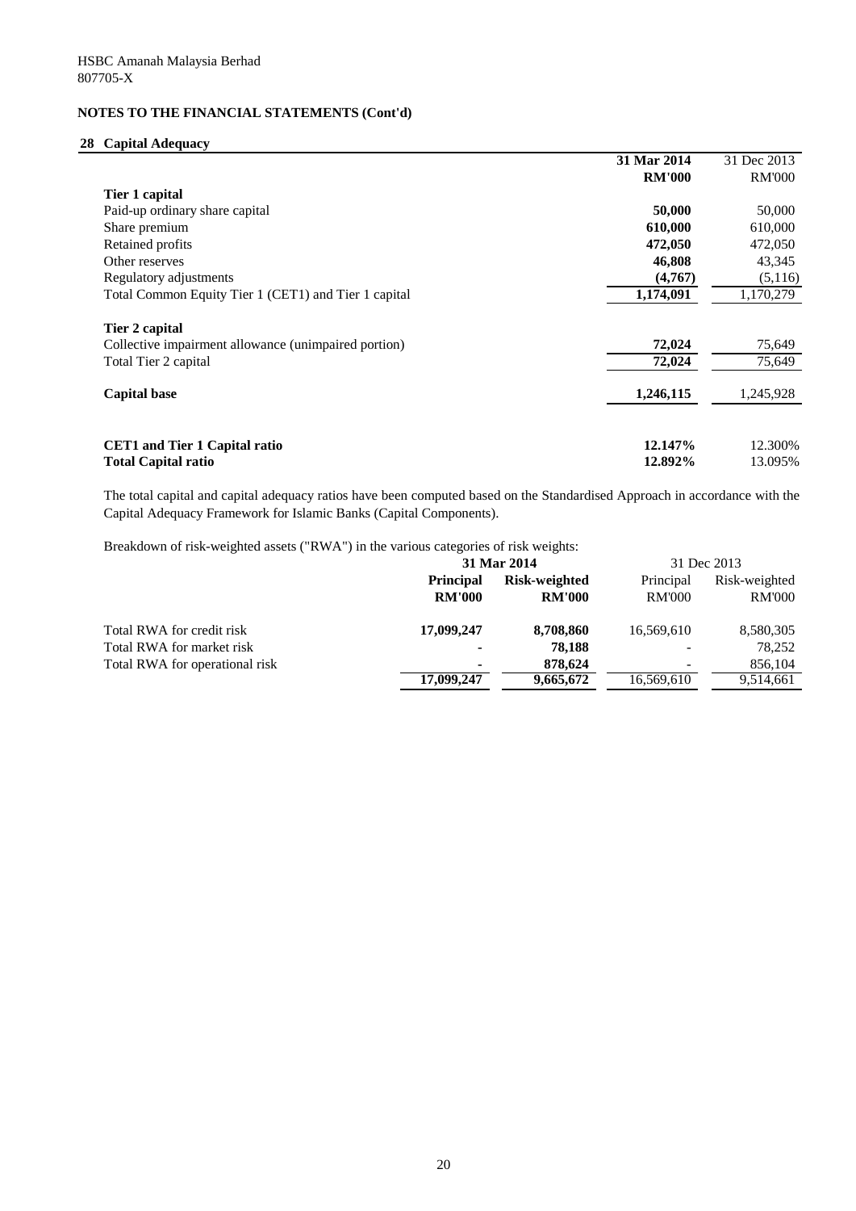HSBC Amanah Malaysia Berhad
807705-X

**NOTES TO THE FINANCIAL STATEMENTS (Cont'd)**

## 28 Capital Adequacy

| | **31 Mar 2014** | 31 Dec 2013 |
|---|---|---|
| | **RM'000** | RM'000 |
| **Tier 1 capital** | | |
| Paid-up ordinary share capital | **50,000** | 50,000 |
| Share premium | **610,000** | 610,000 |
| Retained profits | **472,050** | 472,050 |
| Other reserves | **46,808** | 43,345 |
| Regulatory adjustments | **(4,767)** | (5,116) |
| Total Common Equity Tier 1 (CET1) and Tier 1 capital | **1,174,091** | 1,170,279 |
| | | |
| **Tier 2 capital** | | |
| Collective impairment allowance (unimpaired portion) | **72,024** | 75,649 |
| Total Tier 2 capital | **72,024** | 75,649 |
| | | |
| **Capital base** | **1,246,115** | 1,245,928 |
| | | |
| **CET1 and Tier 1 Capital ratio** | **12.147%** | 12.300% |
| **Total Capital ratio** | **12.892%** | 13.095% |

The total capital and capital adequacy ratios have been computed based on the Standardised Approach in accordance with the Capital Adequacy Framework for Islamic Banks (Capital Components).

Breakdown of risk-weighted assets ("RWA") in the various categories of risk weights:

| | **31 Mar 2014** | | 31 Dec 2013 | |
|---|---|---|---|---|
| | **Principal** | **Risk-weighted** | Principal | Risk-weighted |
| | **RM'000** | **RM'000** | RM'000 | RM'000 |
| Total RWA for credit risk | **17,099,247** | **8,708,860** | 16,569,610 | 8,580,305 |
| Total RWA for market risk | **-** | **78,188** | - | 78,252 |
| Total RWA for operational risk | **-** | **878,624** | - | 856,104 |
| | **17,099,247** | **9,665,672** | 16,569,610 | 9,514,661 |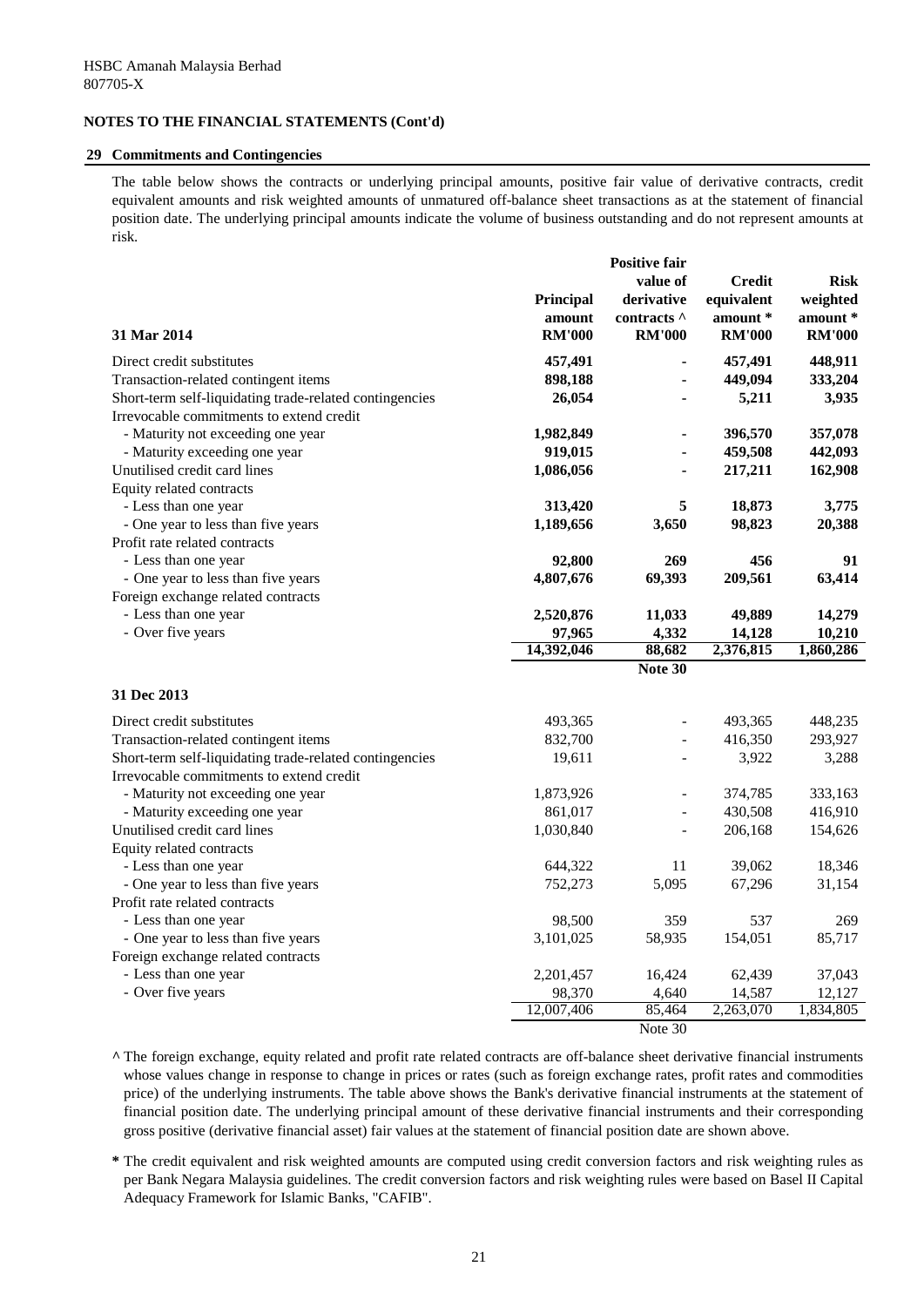HSBC Amanah Malaysia Berhad
807705-X

**NOTES TO THE FINANCIAL STATEMENTS (Cont'd)**

## 29 Commitments and Contingencies

The table below shows the contracts or underlying principal amounts, positive fair value of derivative contracts, credit equivalent amounts and risk weighted amounts of unmatured off-balance sheet transactions as at the statement of financial position date. The underlying principal amounts indicate the volume of business outstanding and do not represent amounts at risk.

| 31 Mar 2014 | Principal amount RM'000 | Positive fair value of derivative contracts ^ RM'000 | Credit equivalent amount * RM'000 | Risk weighted amount * RM'000 |
|---|---|---|---|---|
| Direct credit substitutes | **457,491** | **-** | **457,491** | **448,911** |
| Transaction-related contingent items | **898,188** | **-** | **449,094** | **333,204** |
| Short-term self-liquidating trade-related contingencies | **26,054** | **-** | **5,211** | **3,935** |
| Irrevocable commitments to extend credit | | | | |
| - Maturity not exceeding one year | **1,982,849** | **-** | **396,570** | **357,078** |
| - Maturity exceeding one year | **919,015** | **-** | **459,508** | **442,093** |
| Unutilised credit card lines | **1,086,056** | **-** | **217,211** | **162,908** |
| Equity related contracts | | | | |
| - Less than one year | **313,420** | **5** | **18,873** | **3,775** |
| - One year to less than five years | **1,189,656** | **3,650** | **98,823** | **20,388** |
| Profit rate related contracts | | | | |
| - Less than one year | **92,800** | **269** | **456** | **91** |
| - One year to less than five years | **4,807,676** | **69,393** | **209,561** | **63,414** |
| Foreign exchange related contracts | | | | |
| - Less than one year | **2,520,876** | **11,033** | **49,889** | **14,279** |
| - Over five years | **97,965** | **4,332** | **14,128** | **10,210** |
| | **14,392,046** | **88,682** | **2,376,815** | **1,860,286** |
| | | **Note 30** | | |

| 31 Dec 2013 | Principal amount RM'000 | Positive fair value of derivative contracts ^ RM'000 | Credit equivalent amount * RM'000 | Risk weighted amount * RM'000 |
|---|---|---|---|---|
| Direct credit substitutes | 493,365 | - | 493,365 | 448,235 |
| Transaction-related contingent items | 832,700 | - | 416,350 | 293,927 |
| Short-term self-liquidating trade-related contingencies | 19,611 | - | 3,922 | 3,288 |
| Irrevocable commitments to extend credit | | | | |
| - Maturity not exceeding one year | 1,873,926 | - | 374,785 | 333,163 |
| - Maturity exceeding one year | 861,017 | - | 430,508 | 416,910 |
| Unutilised credit card lines | 1,030,840 | - | 206,168 | 154,626 |
| Equity related contracts | | | | |
| - Less than one year | 644,322 | 11 | 39,062 | 18,346 |
| - One year to less than five years | 752,273 | 5,095 | 67,296 | 31,154 |
| Profit rate related contracts | | | | |
| - Less than one year | 98,500 | 359 | 537 | 269 |
| - One year to less than five years | 3,101,025 | 58,935 | 154,051 | 85,717 |
| Foreign exchange related contracts | | | | |
| - Less than one year | 2,201,457 | 16,424 | 62,439 | 37,043 |
| - Over five years | 98,370 | 4,640 | 14,587 | 12,127 |
| | 12,007,406 | 85,464 | 2,263,070 | 1,834,805 |
| | | Note 30 | | |

**^** The foreign exchange, equity related and profit rate related contracts are off-balance sheet derivative financial instruments whose values change in response to change in prices or rates (such as foreign exchange rates, profit rates and commodities price) of the underlying instruments. The table above shows the Bank's derivative financial instruments at the statement of financial position date. The underlying principal amount of these derivative financial instruments and their corresponding gross positive (derivative financial asset) fair values at the statement of financial position date are shown above.

**\*** The credit equivalent and risk weighted amounts are computed using credit conversion factors and risk weighting rules as per Bank Negara Malaysia guidelines. The credit conversion factors and risk weighting rules were based on Basel II Capital Adequacy Framework for Islamic Banks, "CAFIB".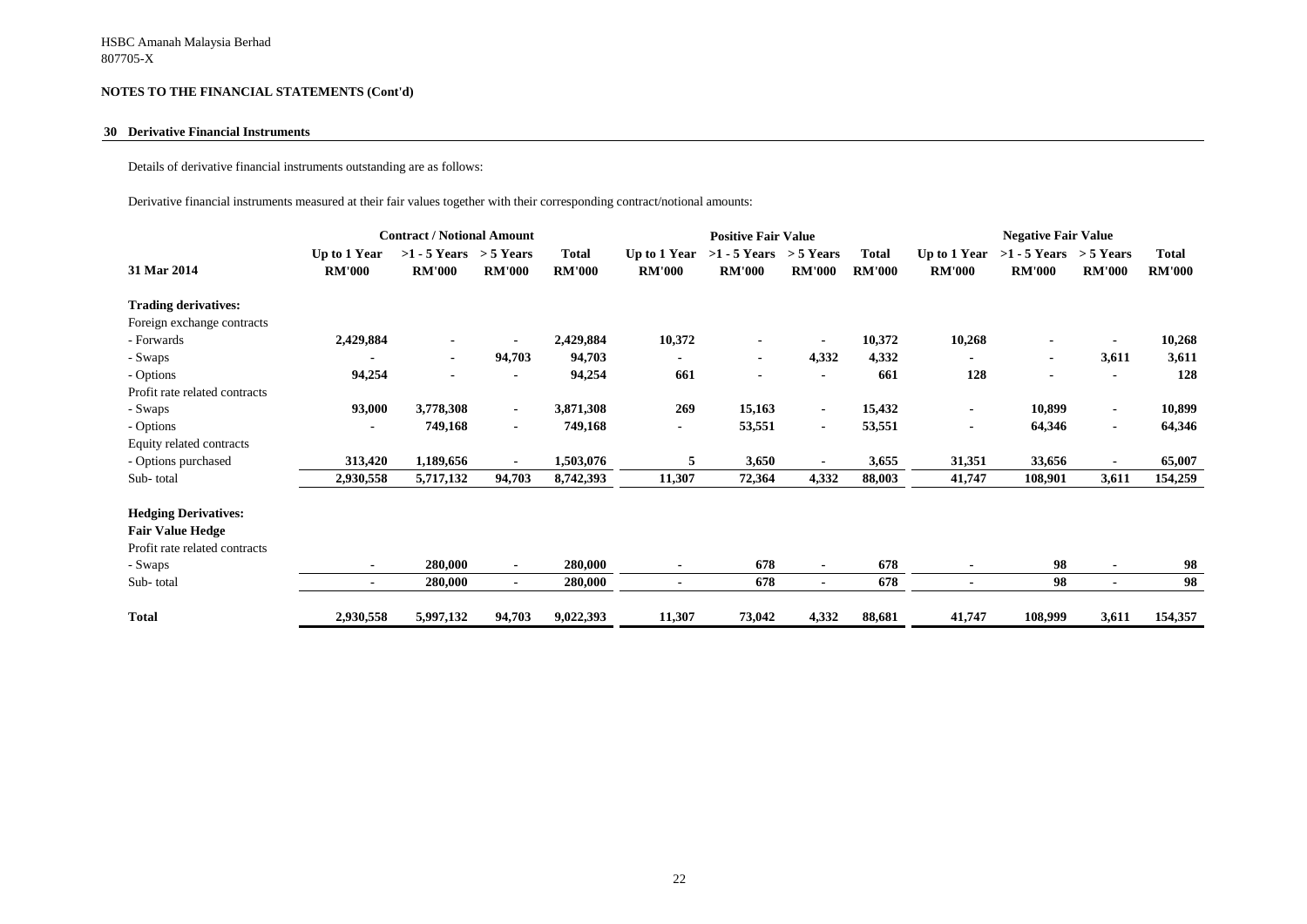HSBC Amanah Malaysia Berhad
807705-X

**NOTES TO THE FINANCIAL STATEMENTS (Cont'd)**

## 30 Derivative Financial Instruments

Details of derivative financial instruments outstanding are as follows:

Derivative financial instruments measured at their fair values together with their corresponding contract/notional amounts:

| 31 Mar 2014 | Contract / Notional Amount | | | | Positive Fair Value | | | | Negative Fair Value | | | |
|---|---|---|---|---|---|---|---|---|---|---|---|---|
| | Up to 1 Year RM'000 | >1 - 5 Years RM'000 | > 5 Years RM'000 | Total RM'000 | Up to 1 Year RM'000 | >1 - 5 Years RM'000 | > 5 Years RM'000 | Total RM'000 | Up to 1 Year RM'000 | >1 - 5 Years RM'000 | > 5 Years RM'000 | Total RM'000 |
| **Trading derivatives:** | | | | | | | | | | | | |
| Foreign exchange contracts | | | | | | | | | | | | |
| - Forwards | **2,429,884** | **-** | **-** | **2,429,884** | **10,372** | **-** | **-** | **10,372** | **10,268** | **-** | **-** | **10,268** |
| - Swaps | **-** | **-** | **94,703** | **94,703** | **-** | **-** | **4,332** | **4,332** | **-** | **-** | **3,611** | **3,611** |
| - Options | **94,254** | **-** | **-** | **94,254** | **661** | **-** | **-** | **661** | **128** | **-** | **-** | **128** |
| Profit rate related contracts | | | | | | | | | | | | |
| - Swaps | **93,000** | **3,778,308** | **-** | **3,871,308** | **269** | **15,163** | **-** | **15,432** | **-** | **10,899** | **-** | **10,899** |
| - Options | **-** | **749,168** | **-** | **749,168** | **-** | **53,551** | **-** | **53,551** | **-** | **64,346** | **-** | **64,346** |
| Equity related contracts | | | | | | | | | | | | |
| - Options purchased | **313,420** | **1,189,656** | **-** | **1,503,076** | **5** | **3,650** | **-** | **3,655** | **31,351** | **33,656** | **-** | **65,007** |
| Sub- total | **2,930,558** | **5,717,132** | **94,703** | **8,742,393** | **11,307** | **72,364** | **4,332** | **88,003** | **41,747** | **108,901** | **3,611** | **154,259** |
| **Hedging Derivatives:** | | | | | | | | | | | | |
| **Fair Value Hedge** | | | | | | | | | | | | |
| Profit rate related contracts | | | | | | | | | | | | |
| - Swaps | **-** | **280,000** | **-** | **280,000** | **-** | **678** | **-** | **678** | **-** | **98** | **-** | **98** |
| Sub- total | **-** | **280,000** | **-** | **280,000** | **-** | **678** | **-** | **678** | **-** | **98** | **-** | **98** |
| **Total** | **2,930,558** | **5,997,132** | **94,703** | **9,022,393** | **11,307** | **73,042** | **4,332** | **88,681** | **41,747** | **108,999** | **3,611** | **154,357** |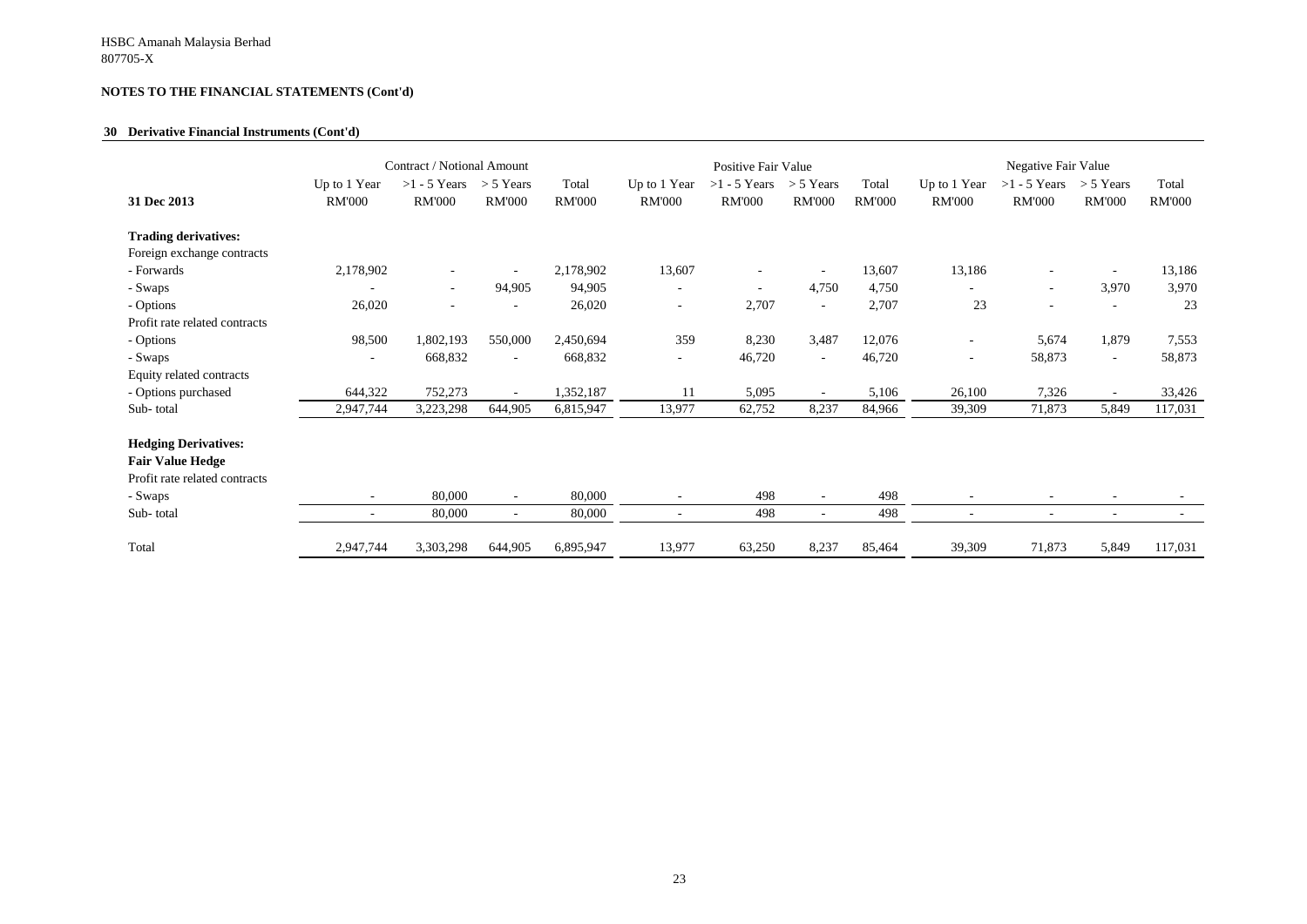HSBC Amanah Malaysia Berhad
807705-X

## NOTES TO THE FINANCIAL STATEMENTS (Cont'd)

### 30 Derivative Financial Instruments (Cont'd)

| | Contract / Notional Amount | | | | Positive Fair Value | | | | Negative Fair Value | | | |
|---|---|---|---|---|---|---|---|---|---|---|---|---|
| **31 Dec 2013** | Up to 1 Year RM'000 | >1 - 5 Years RM'000 | > 5 Years RM'000 | Total RM'000 | Up to 1 Year RM'000 | >1 - 5 Years RM'000 | > 5 Years RM'000 | Total RM'000 | Up to 1 Year RM'000 | >1 - 5 Years RM'000 | > 5 Years RM'000 | Total RM'000 |
| **Trading derivatives:** | | | | | | | | | | | | |
| Foreign exchange contracts | | | | | | | | | | | | |
| - Forwards | 2,178,902 | - | - | 2,178,902 | 13,607 | - | - | 13,607 | 13,186 | - | - | 13,186 |
| - Swaps | - | - | 94,905 | 94,905 | - | - | 4,750 | 4,750 | - | - | 3,970 | 3,970 |
| - Options | 26,020 | - | - | 26,020 | - | 2,707 | - | 2,707 | 23 | - | - | 23 |
| Profit rate related contracts | | | | | | | | | | | | |
| - Options | 98,500 | 1,802,193 | 550,000 | 2,450,694 | 359 | 8,230 | 3,487 | 12,076 | - | 5,674 | 1,879 | 7,553 |
| - Swaps | - | 668,832 | - | 668,832 | - | 46,720 | - | 46,720 | - | 58,873 | - | 58,873 |
| Equity related contracts | | | | | | | | | | | | |
| - Options purchased | 644,322 | 752,273 | - | 1,352,187 | 11 | 5,095 | - | 5,106 | 26,100 | 7,326 | - | 33,426 |
| Sub- total | 2,947,744 | 3,223,298 | 644,905 | 6,815,947 | 13,977 | 62,752 | 8,237 | 84,966 | 39,309 | 71,873 | 5,849 | 117,031 |
| **Hedging Derivatives:** | | | | | | | | | | | | |
| **Fair Value Hedge** | | | | | | | | | | | | |
| Profit rate related contracts | | | | | | | | | | | | |
| - Swaps | - | 80,000 | - | 80,000 | - | 498 | - | 498 | - | - | - | - |
| Sub- total | - | 80,000 | - | 80,000 | - | 498 | - | 498 | - | - | - | - |
| Total | 2,947,744 | 3,303,298 | 644,905 | 6,895,947 | 13,977 | 63,250 | 8,237 | 85,464 | 39,309 | 71,873 | 5,849 | 117,031 |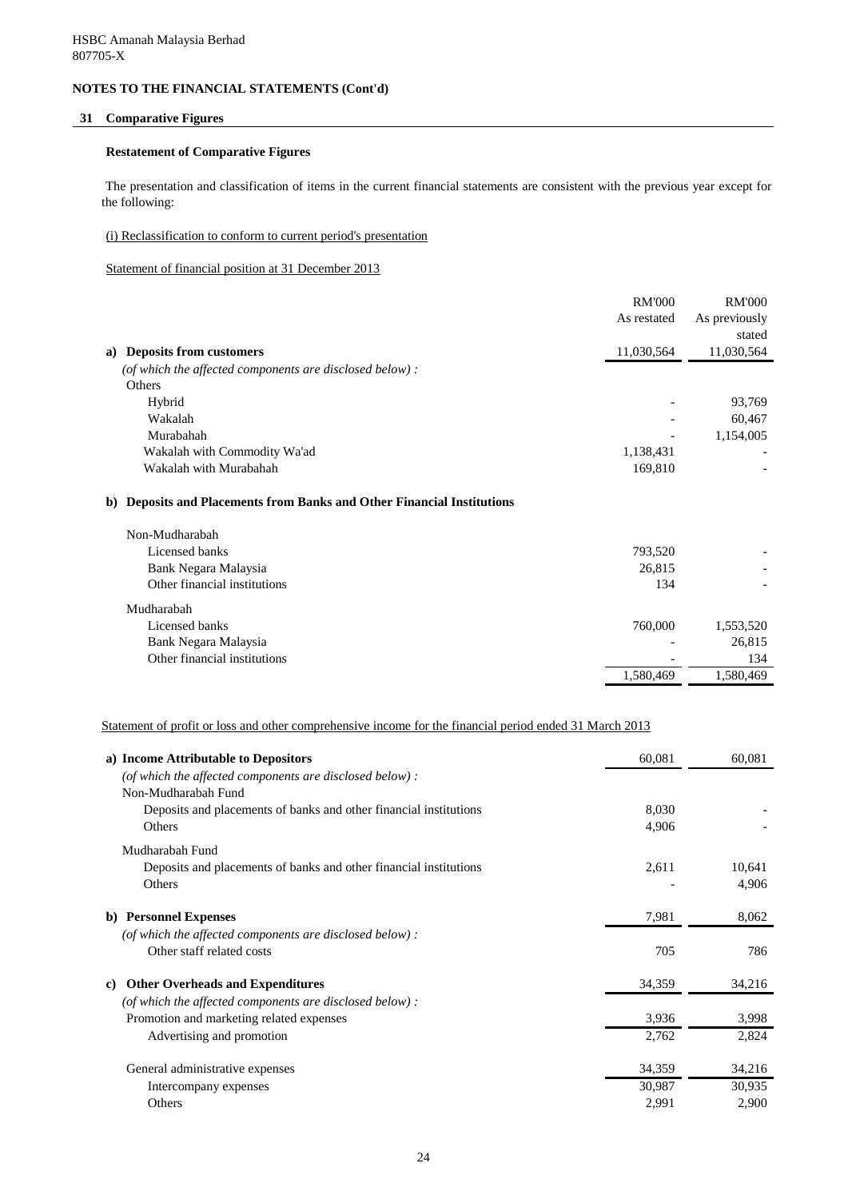HSBC Amanah Malaysia Berhad
807705-X

**NOTES TO THE FINANCIAL STATEMENTS (Cont'd)**

## 31 Comparative Figures

### Restatement of Comparative Figures

The presentation and classification of items in the current financial statements are consistent with the previous year except for the following:

(i) Reclassification to conform to current period's presentation

Statement of financial position at 31 December 2013

| | RM'000 As restated | RM'000 As previously stated |
|---|---|---|
| **a) Deposits from customers** | 11,030,564 | 11,030,564 |
| *(of which the affected components are disclosed below) :* | | |
| Others | | |
| Hybrid | - | 93,769 |
| Wakalah | - | 60,467 |
| Murabahah | - | 1,154,005 |
| Wakalah with Commodity Wa'ad | 1,138,431 | - |
| Wakalah with Murabahah | 169,810 | - |
| **b) Deposits and Placements from Banks and Other Financial Institutions** | | |
| Non-Mudharabah | | |
| Licensed banks | 793,520 | - |
| Bank Negara Malaysia | 26,815 | - |
| Other financial institutions | 134 | - |
| Mudharabah | | |
| Licensed banks | 760,000 | 1,553,520 |
| Bank Negara Malaysia | - | 26,815 |
| Other financial institutions | - | 134 |
| | 1,580,469 | 1,580,469 |

Statement of profit or loss and other comprehensive income for the financial period ended 31 March 2013

| | RM'000 As restated | RM'000 As previously stated |
|---|---|---|
| **a) Income Attributable to Depositors** | 60,081 | 60,081 |
| *(of which the affected components are disclosed below) :* | | |
| Non-Mudharabah Fund | | |
| Deposits and placements of banks and other financial institutions | 8,030 | - |
| Others | 4,906 | - |
| Mudharabah Fund | | |
| Deposits and placements of banks and other financial institutions | 2,611 | 10,641 |
| Others | - | 4,906 |
| **b) Personnel Expenses** | 7,981 | 8,062 |
| *(of which the affected components are disclosed below) :* | | |
| Other staff related costs | 705 | 786 |
| **c) Other Overheads and Expenditures** | 34,359 | 34,216 |
| *(of which the affected components are disclosed below) :* | | |
| Promotion and marketing related expenses | 3,936 | 3,998 |
| Advertising and promotion | 2,762 | 2,824 |
| General administrative expenses | 34,359 | 34,216 |
| Intercompany expenses | 30,987 | 30,935 |
| Others | 2,991 | 2,900 |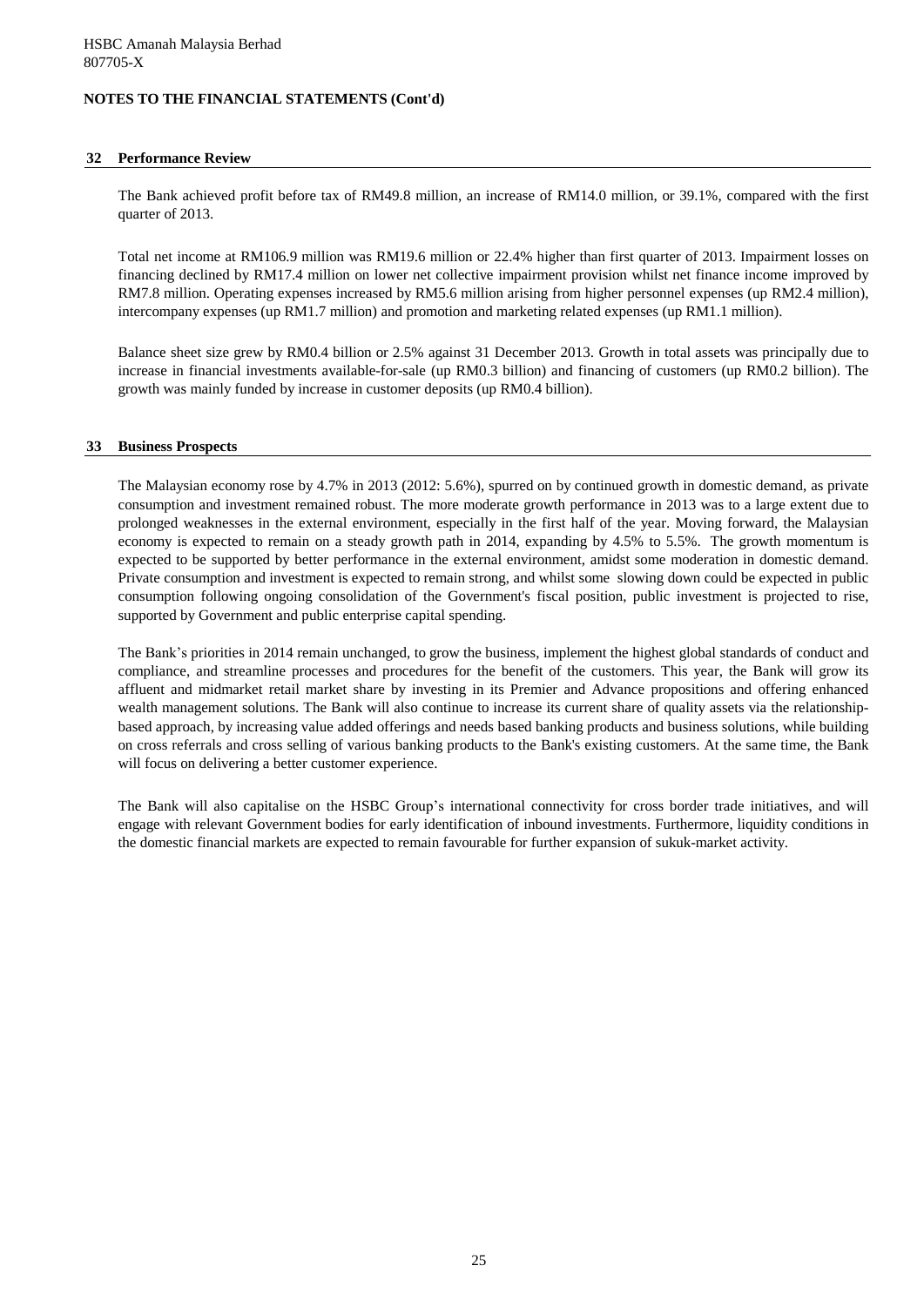## 32 Performance Review

The Bank achieved profit before tax of RM49.8 million, an increase of RM14.0 million, or 39.1%, compared with the first quarter of 2013.

Total net income at RM106.9 million was RM19.6 million or 22.4% higher than first quarter of 2013. Impairment losses on financing declined by RM17.4 million on lower net collective impairment provision whilst net finance income improved by RM7.8 million. Operating expenses increased by RM5.6 million arising from higher personnel expenses (up RM2.4 million), intercompany expenses (up RM1.7 million) and promotion and marketing related expenses (up RM1.1 million).

Balance sheet size grew by RM0.4 billion or 2.5% against 31 December 2013. Growth in total assets was principally due to increase in financial investments available-for-sale (up RM0.3 billion) and financing of customers (up RM0.2 billion). The growth was mainly funded by increase in customer deposits (up RM0.4 billion).

## 33 Business Prospects

The Malaysian economy rose by 4.7% in 2013 (2012: 5.6%), spurred on by continued growth in domestic demand, as private consumption and investment remained robust. The more moderate growth performance in 2013 was to a large extent due to prolonged weaknesses in the external environment, especially in the first half of the year. Moving forward, the Malaysian economy is expected to remain on a steady growth path in 2014, expanding by 4.5% to 5.5%. The growth momentum is expected to be supported by better performance in the external environment, amidst some moderation in domestic demand. Private consumption and investment is expected to remain strong, and whilst some slowing down could be expected in public consumption following ongoing consolidation of the Government's fiscal position, public investment is projected to rise, supported by Government and public enterprise capital spending.

The Bank's priorities in 2014 remain unchanged, to grow the business, implement the highest global standards of conduct and compliance, and streamline processes and procedures for the benefit of the customers. This year, the Bank will grow its affluent and midmarket retail market share by investing in its Premier and Advance propositions and offering enhanced wealth management solutions. The Bank will also continue to increase its current share of quality assets via the relationship-based approach, by increasing value added offerings and needs based banking products and business solutions, while building on cross referrals and cross selling of various banking products to the Bank's existing customers. At the same time, the Bank will focus on delivering a better customer experience.

The Bank will also capitalise on the HSBC Group's international connectivity for cross border trade initiatives, and will engage with relevant Government bodies for early identification of inbound investments. Furthermore, liquidity conditions in the domestic financial markets are expected to remain favourable for further expansion of sukuk-market activity.